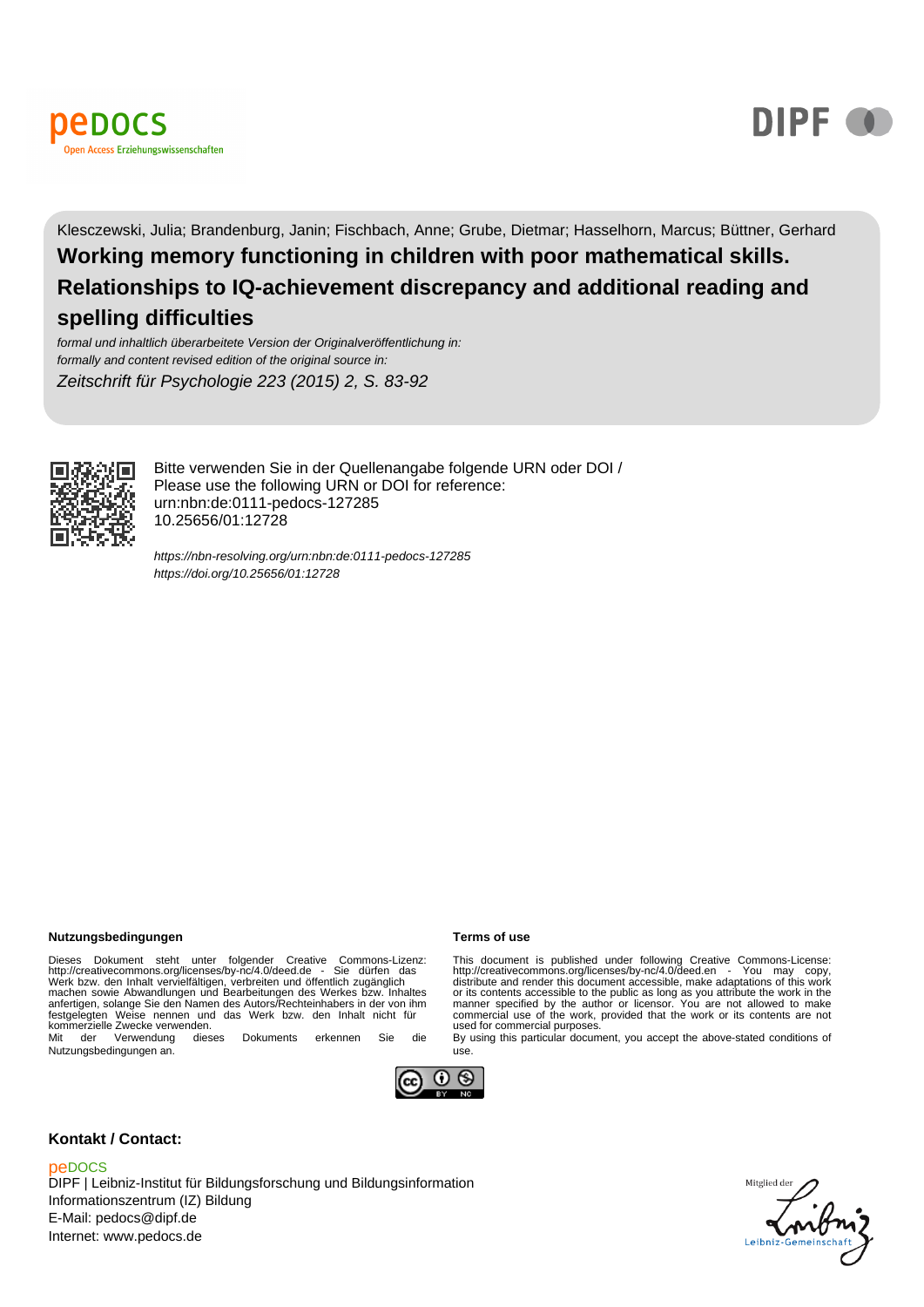Klesczewski, Julia; Brandenburg, Janin; Fischbach, Anne; Grube, Dietmar; Hasselhorn, Marcus; Büttner, Gerhard

# Working memory functioning in children with poor mathematical skills. Relationships to IQ-achievement discrepancy and additional reading and spelling difficulties

*formal und inhaltlich überarbeitete Version der Originalveröffentlichung in:*
*formally and content revised edition of the original source in:*

*Zeitschrift für Psychologie 223 (2015) 2, S. 83-92*

Bitte verwenden Sie in der Quellenangabe folgende URN oder DOI /
Please use the following URN or DOI for reference:
urn:nbn:de:0111-pedocs-127285
10.25656/01:12728

*https://nbn-resolving.org/urn:nbn:de:0111-pedocs-127285*
*https://doi.org/10.25656/01:12728*

**Nutzungsbedingungen**

Dieses Dokument steht unter folgender Creative Commons-Lizenz: http://creativecommons.org/licenses/by-nc/4.0/deed.de - Sie dürfen das Werk bzw. den Inhalt vervielfältigen, verbreiten und öffentlich zugänglich machen sowie Abwandlungen und Bearbeitungen des Werkes bzw. Inhaltes anfertigen, solange Sie den Namen des Autors/Rechteinhabers in der von ihm festgelegten Weise nennen und das Werk bzw. den Inhalt nicht für kommerzielle Zwecke verwenden.
Mit der Verwendung dieses Dokuments erkennen Sie die Nutzungsbedingungen an.

**Terms of use**

This document is published under following Creative Commons-License: http://creativecommons.org/licenses/by-nc/4.0/deed.en - You may copy, distribute and render this document accessible, make adaptations of this work or its contents accessible to the public as long as you attribute the work in the manner specified by the author or licensor. You are not allowed to make commercial use of the work, provided that the work or its contents are not used for commercial purposes.
By using this particular document, you accept the above-stated conditions of use.

**Kontakt / Contact:**

peDOCS
DIPF | Leibniz-Institut für Bildungsforschung und Bildungsinformation
Informationszentrum (IZ) Bildung
E-Mail: pedocs@dipf.de
Internet: www.pedocs.de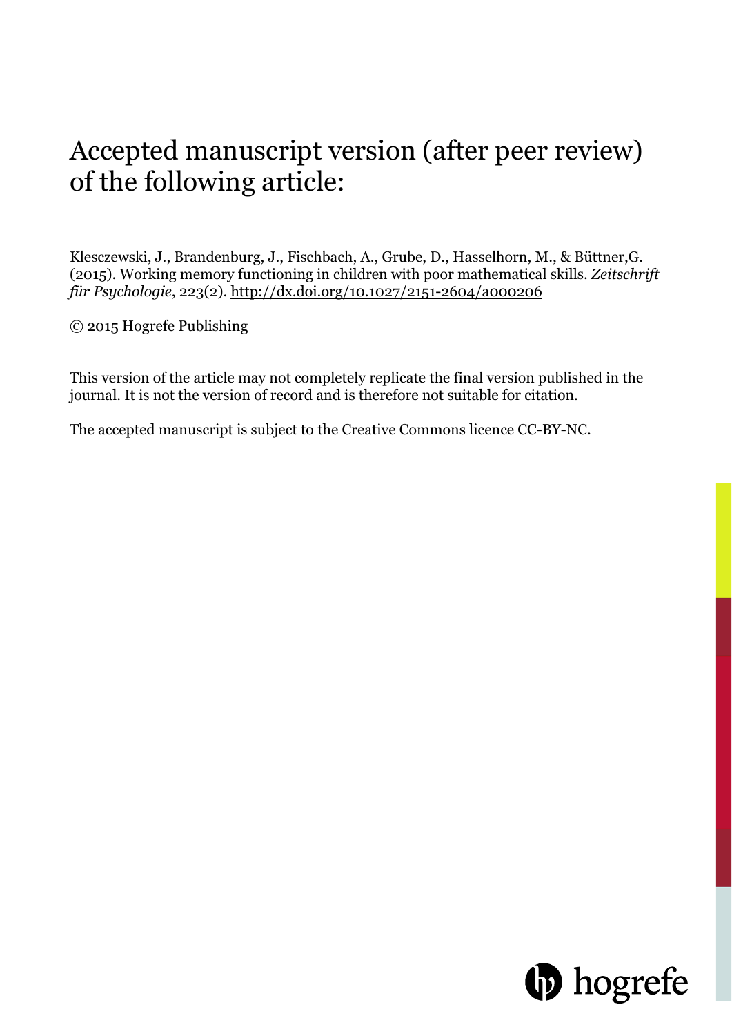# Accepted manuscript version (after peer review) of the following article:

Klesczewski, J., Brandenburg, J., Fischbach, A., Grube, D., Hasselhorn, M., & Büttner,G. (2015). Working memory functioning in children with poor mathematical skills. *Zeitschrift für Psychologie*, 223(2). http://dx.doi.org/10.1027/2151-2604/a000206

© 2015 Hogrefe Publishing

This version of the article may not completely replicate the final version published in the journal. It is not the version of record and is therefore not suitable for citation.

The accepted manuscript is subject to the Creative Commons licence CC-BY-NC.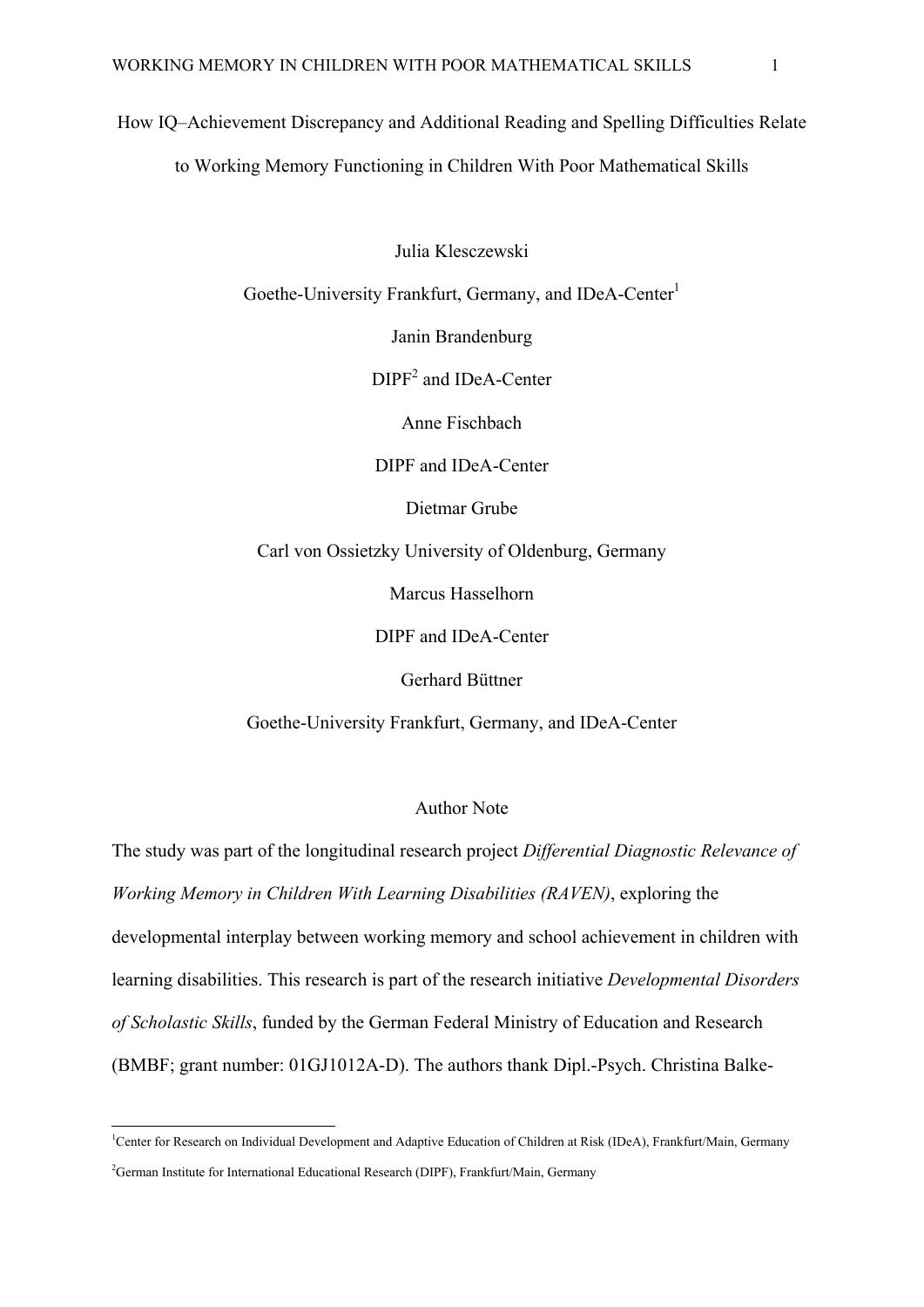# How IQ–Achievement Discrepancy and Additional Reading and Spelling Difficulties Relate to Working Memory Functioning in Children With Poor Mathematical Skills

Julia Klesczewski

Goethe-University Frankfurt, Germany, and IDeA-Center[1]

Janin Brandenburg

DIPF[2] and IDeA-Center

Anne Fischbach

DIPF and IDeA-Center

Dietmar Grube

Carl von Ossietzky University of Oldenburg, Germany

Marcus Hasselhorn

DIPF and IDeA-Center

Gerhard Büttner

Goethe-University Frankfurt, Germany, and IDeA-Center

## Author Note

The study was part of the longitudinal research project *Differential Diagnostic Relevance of Working Memory in Children With Learning Disabilities (RAVEN)*, exploring the developmental interplay between working memory and school achievement in children with learning disabilities. This research is part of the research initiative *Developmental Disorders of Scholastic Skills*, funded by the German Federal Ministry of Education and Research (BMBF; grant number: 01GJ1012A-D). The authors thank Dipl.-Psych. Christina Balke-

---

[1]Center for Research on Individual Development and Adaptive Education of Children at Risk (IDeA), Frankfurt/Main, Germany

[2]German Institute for International Educational Research (DIPF), Frankfurt/Main, Germany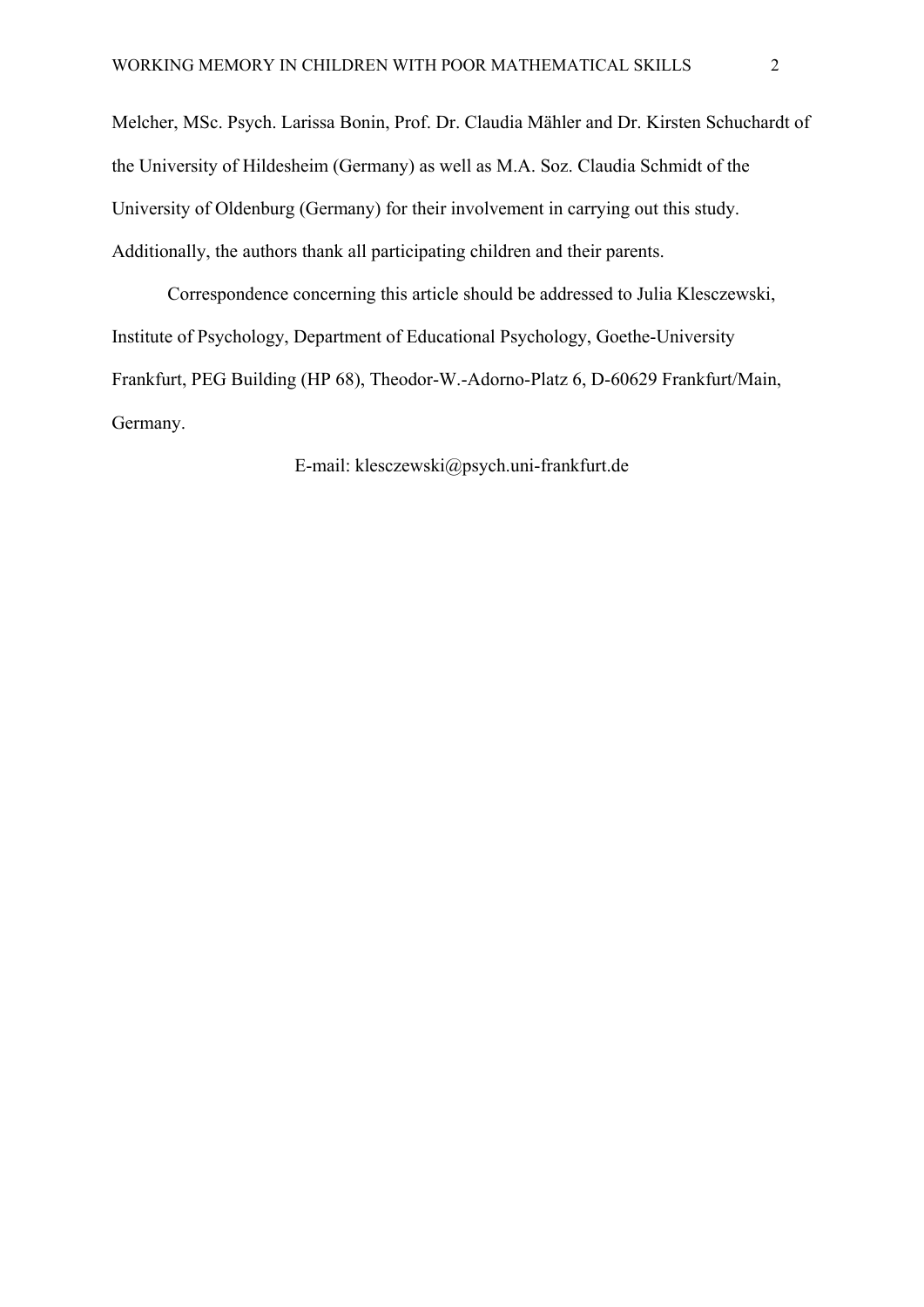Melcher, MSc. Psych. Larissa Bonin, Prof. Dr. Claudia Mähler and Dr. Kirsten Schuchardt of the University of Hildesheim (Germany) as well as M.A. Soz. Claudia Schmidt of the University of Oldenburg (Germany) for their involvement in carrying out this study. Additionally, the authors thank all participating children and their parents.

Correspondence concerning this article should be addressed to Julia Klesczewski, Institute of Psychology, Department of Educational Psychology, Goethe-University Frankfurt, PEG Building (HP 68), Theodor-W.-Adorno-Platz 6, D-60629 Frankfurt/Main, Germany.

E-mail: klesczewski@psych.uni-frankfurt.de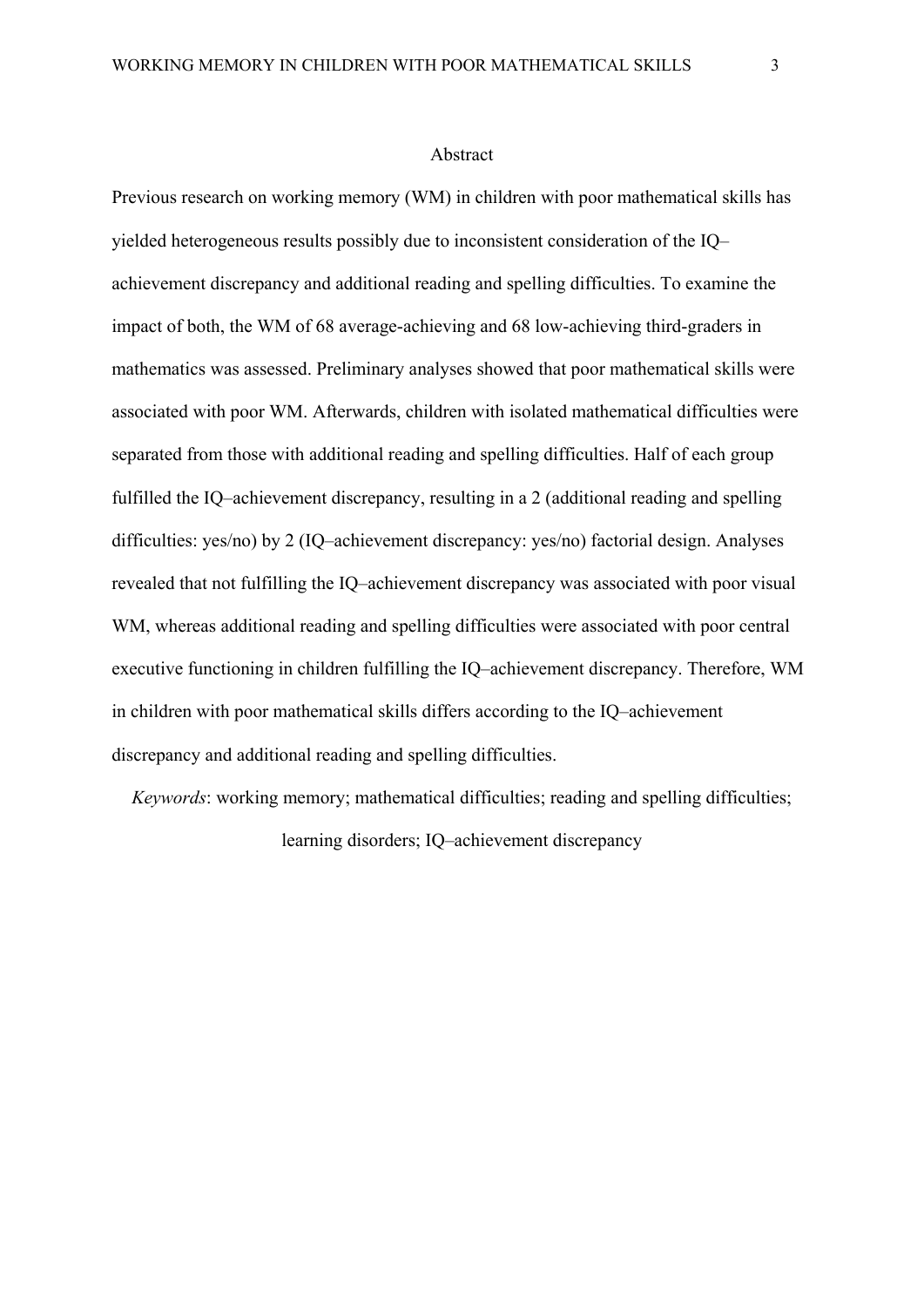# Abstract

Previous research on working memory (WM) in children with poor mathematical skills has yielded heterogeneous results possibly due to inconsistent consideration of the IQ–achievement discrepancy and additional reading and spelling difficulties. To examine the impact of both, the WM of 68 average-achieving and 68 low-achieving third-graders in mathematics was assessed. Preliminary analyses showed that poor mathematical skills were associated with poor WM. Afterwards, children with isolated mathematical difficulties were separated from those with additional reading and spelling difficulties. Half of each group fulfilled the IQ–achievement discrepancy, resulting in a 2 (additional reading and spelling difficulties: yes/no) by 2 (IQ–achievement discrepancy: yes/no) factorial design. Analyses revealed that not fulfilling the IQ–achievement discrepancy was associated with poor visual WM, whereas additional reading and spelling difficulties were associated with poor central executive functioning in children fulfilling the IQ–achievement discrepancy. Therefore, WM in children with poor mathematical skills differs according to the IQ–achievement discrepancy and additional reading and spelling difficulties.

*Keywords*: working memory; mathematical difficulties; reading and spelling difficulties; learning disorders; IQ–achievement discrepancy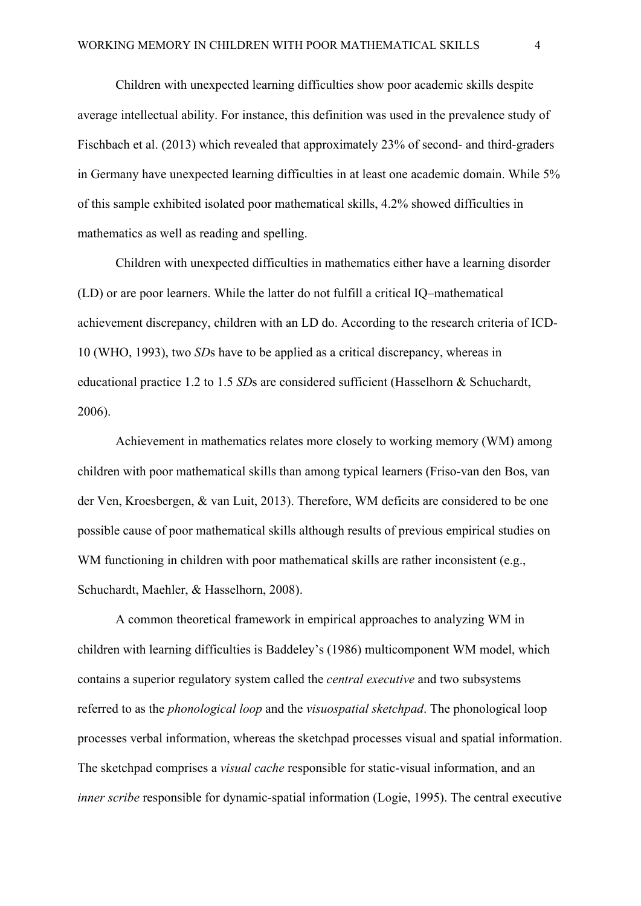Children with unexpected learning difficulties show poor academic skills despite average intellectual ability. For instance, this definition was used in the prevalence study of Fischbach et al. (2013) which revealed that approximately 23% of second- and third-graders in Germany have unexpected learning difficulties in at least one academic domain. While 5% of this sample exhibited isolated poor mathematical skills, 4.2% showed difficulties in mathematics as well as reading and spelling.

Children with unexpected difficulties in mathematics either have a learning disorder (LD) or are poor learners. While the latter do not fulfill a critical IQ–mathematical achievement discrepancy, children with an LD do. According to the research criteria of ICD-10 (WHO, 1993), two *SD*s have to be applied as a critical discrepancy, whereas in educational practice 1.2 to 1.5 *SD*s are considered sufficient (Hasselhorn & Schuchardt, 2006).

Achievement in mathematics relates more closely to working memory (WM) among children with poor mathematical skills than among typical learners (Friso-van den Bos, van der Ven, Kroesbergen, & van Luit, 2013). Therefore, WM deficits are considered to be one possible cause of poor mathematical skills although results of previous empirical studies on WM functioning in children with poor mathematical skills are rather inconsistent (e.g., Schuchardt, Maehler, & Hasselhorn, 2008).

A common theoretical framework in empirical approaches to analyzing WM in children with learning difficulties is Baddeley's (1986) multicomponent WM model, which contains a superior regulatory system called the *central executive* and two subsystems referred to as the *phonological loop* and the *visuospatial sketchpad*. The phonological loop processes verbal information, whereas the sketchpad processes visual and spatial information. The sketchpad comprises a *visual cache* responsible for static-visual information, and an *inner scribe* responsible for dynamic-spatial information (Logie, 1995). The central executive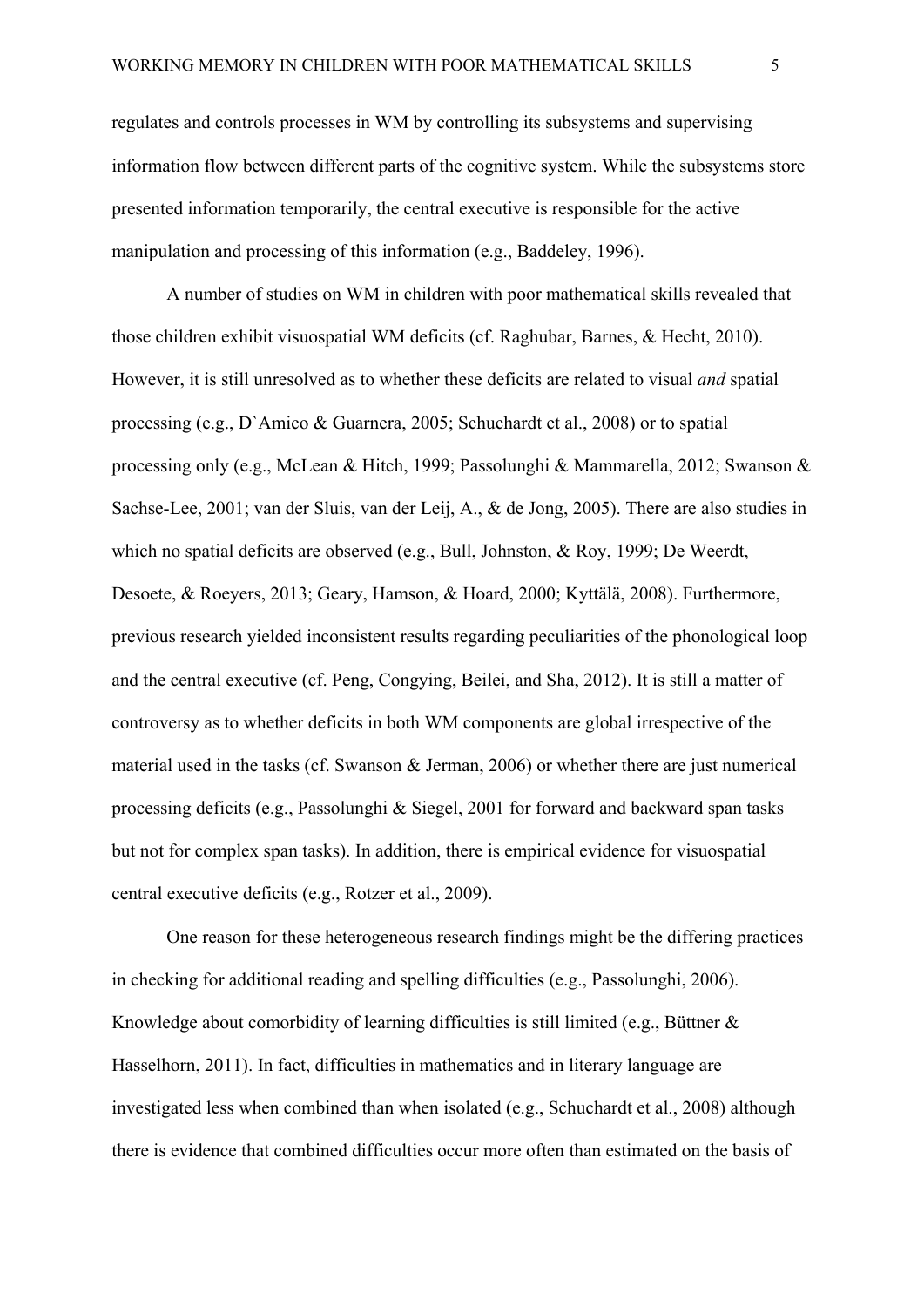regulates and controls processes in WM by controlling its subsystems and supervising information flow between different parts of the cognitive system. While the subsystems store presented information temporarily, the central executive is responsible for the active manipulation and processing of this information (e.g., Baddeley, 1996).

A number of studies on WM in children with poor mathematical skills revealed that those children exhibit visuospatial WM deficits (cf. Raghubar, Barnes, & Hecht, 2010). However, it is still unresolved as to whether these deficits are related to visual *and* spatial processing (e.g., D`Amico & Guarnera, 2005; Schuchardt et al., 2008) or to spatial processing only (e.g., McLean & Hitch, 1999; Passolunghi & Mammarella, 2012; Swanson & Sachse-Lee, 2001; van der Sluis, van der Leij, A., & de Jong, 2005). There are also studies in which no spatial deficits are observed (e.g., Bull, Johnston, & Roy, 1999; De Weerdt, Desoete, & Roeyers, 2013; Geary, Hamson, & Hoard, 2000; Kyttälä, 2008). Furthermore, previous research yielded inconsistent results regarding peculiarities of the phonological loop and the central executive (cf. Peng, Congying, Beilei, and Sha, 2012). It is still a matter of controversy as to whether deficits in both WM components are global irrespective of the material used in the tasks (cf. Swanson & Jerman, 2006) or whether there are just numerical processing deficits (e.g., Passolunghi & Siegel, 2001 for forward and backward span tasks but not for complex span tasks). In addition, there is empirical evidence for visuospatial central executive deficits (e.g., Rotzer et al., 2009).

One reason for these heterogeneous research findings might be the differing practices in checking for additional reading and spelling difficulties (e.g., Passolunghi, 2006). Knowledge about comorbidity of learning difficulties is still limited (e.g., Büttner & Hasselhorn, 2011). In fact, difficulties in mathematics and in literary language are investigated less when combined than when isolated (e.g., Schuchardt et al., 2008) although there is evidence that combined difficulties occur more often than estimated on the basis of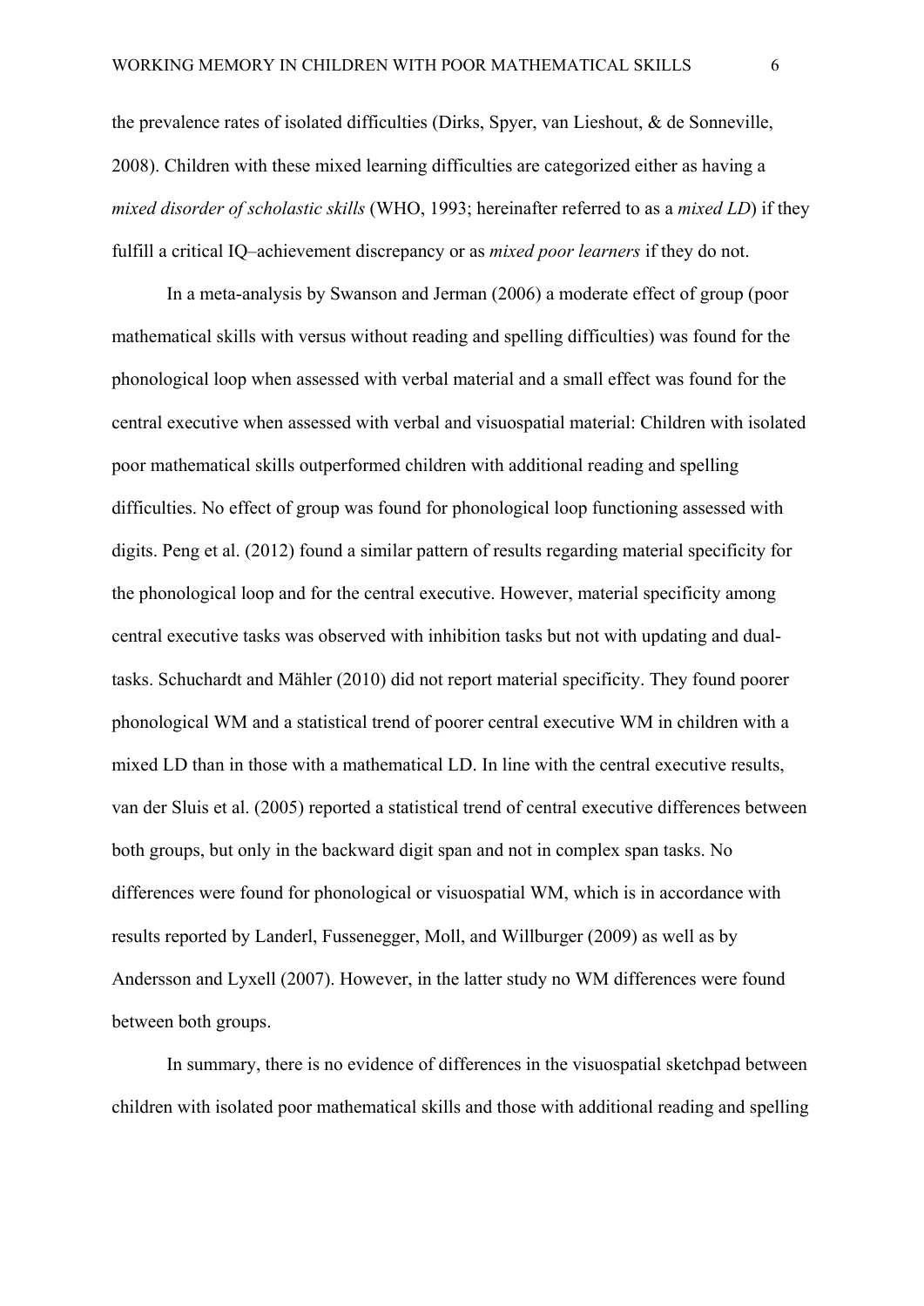the prevalence rates of isolated difficulties (Dirks, Spyer, van Lieshout, & de Sonneville, 2008). Children with these mixed learning difficulties are categorized either as having a *mixed disorder of scholastic skills* (WHO, 1993; hereinafter referred to as a *mixed LD*) if they fulfill a critical IQ–achievement discrepancy or as *mixed poor learners* if they do not.

In a meta-analysis by Swanson and Jerman (2006) a moderate effect of group (poor mathematical skills with versus without reading and spelling difficulties) was found for the phonological loop when assessed with verbal material and a small effect was found for the central executive when assessed with verbal and visuospatial material: Children with isolated poor mathematical skills outperformed children with additional reading and spelling difficulties. No effect of group was found for phonological loop functioning assessed with digits. Peng et al. (2012) found a similar pattern of results regarding material specificity for the phonological loop and for the central executive. However, material specificity among central executive tasks was observed with inhibition tasks but not with updating and dual-tasks. Schuchardt and Mähler (2010) did not report material specificity. They found poorer phonological WM and a statistical trend of poorer central executive WM in children with a mixed LD than in those with a mathematical LD. In line with the central executive results, van der Sluis et al. (2005) reported a statistical trend of central executive differences between both groups, but only in the backward digit span and not in complex span tasks. No differences were found for phonological or visuospatial WM, which is in accordance with results reported by Landerl, Fussenegger, Moll, and Willburger (2009) as well as by Andersson and Lyxell (2007). However, in the latter study no WM differences were found between both groups.

In summary, there is no evidence of differences in the visuospatial sketchpad between children with isolated poor mathematical skills and those with additional reading and spelling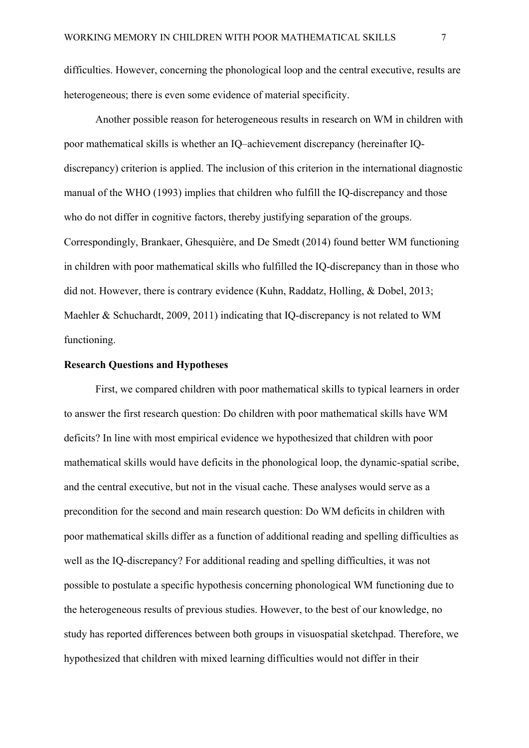difficulties. However, concerning the phonological loop and the central executive, results are heterogeneous; there is even some evidence of material specificity.

Another possible reason for heterogeneous results in research on WM in children with poor mathematical skills is whether an IQ–achievement discrepancy (hereinafter IQ-discrepancy) criterion is applied. The inclusion of this criterion in the international diagnostic manual of the WHO (1993) implies that children who fulfill the IQ-discrepancy and those who do not differ in cognitive factors, thereby justifying separation of the groups. Correspondingly, Brankaer, Ghesquière, and De Smedt (2014) found better WM functioning in children with poor mathematical skills who fulfilled the IQ-discrepancy than in those who did not. However, there is contrary evidence (Kuhn, Raddatz, Holling, & Dobel, 2013; Maehler & Schuchardt, 2009, 2011) indicating that IQ-discrepancy is not related to WM functioning.

**Research Questions and Hypotheses**

First, we compared children with poor mathematical skills to typical learners in order to answer the first research question: Do children with poor mathematical skills have WM deficits? In line with most empirical evidence we hypothesized that children with poor mathematical skills would have deficits in the phonological loop, the dynamic-spatial scribe, and the central executive, but not in the visual cache. These analyses would serve as a precondition for the second and main research question: Do WM deficits in children with poor mathematical skills differ as a function of additional reading and spelling difficulties as well as the IQ-discrepancy? For additional reading and spelling difficulties, it was not possible to postulate a specific hypothesis concerning phonological WM functioning due to the heterogeneous results of previous studies. However, to the best of our knowledge, no study has reported differences between both groups in visuospatial sketchpad. Therefore, we hypothesized that children with mixed learning difficulties would not differ in their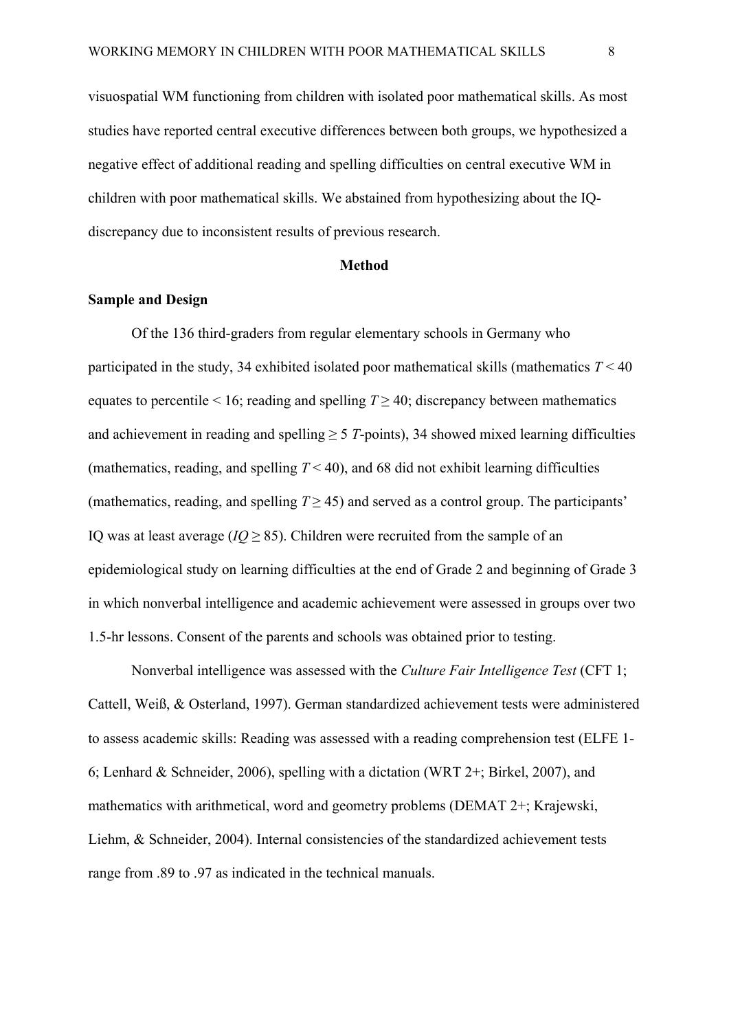visuospatial WM functioning from children with isolated poor mathematical skills. As most studies have reported central executive differences between both groups, we hypothesized a negative effect of additional reading and spelling difficulties on central executive WM in children with poor mathematical skills. We abstained from hypothesizing about the IQ-discrepancy due to inconsistent results of previous research.

## Method

### Sample and Design

Of the 136 third-graders from regular elementary schools in Germany who participated in the study, 34 exhibited isolated poor mathematical skills (mathematics $T < 40$ equates to percentile < 16; reading and spelling $T \geq 40$; discrepancy between mathematics and achievement in reading and spelling ≥ 5 *T*-points), 34 showed mixed learning difficulties (mathematics, reading, and spelling $T < 40$), and 68 did not exhibit learning difficulties (mathematics, reading, and spelling $T \geq 45$) and served as a control group. The participants' IQ was at least average ($IQ \geq 85$). Children were recruited from the sample of an epidemiological study on learning difficulties at the end of Grade 2 and beginning of Grade 3 in which nonverbal intelligence and academic achievement were assessed in groups over two 1.5-hr lessons. Consent of the parents and schools was obtained prior to testing.

Nonverbal intelligence was assessed with the *Culture Fair Intelligence Test* (CFT 1; Cattell, Weiß, & Osterland, 1997). German standardized achievement tests were administered to assess academic skills: Reading was assessed with a reading comprehension test (ELFE 1-6; Lenhard & Schneider, 2006), spelling with a dictation (WRT 2+; Birkel, 2007), and mathematics with arithmetical, word and geometry problems (DEMAT 2+; Krajewski, Liehm, & Schneider, 2004). Internal consistencies of the standardized achievement tests range from .89 to .97 as indicated in the technical manuals.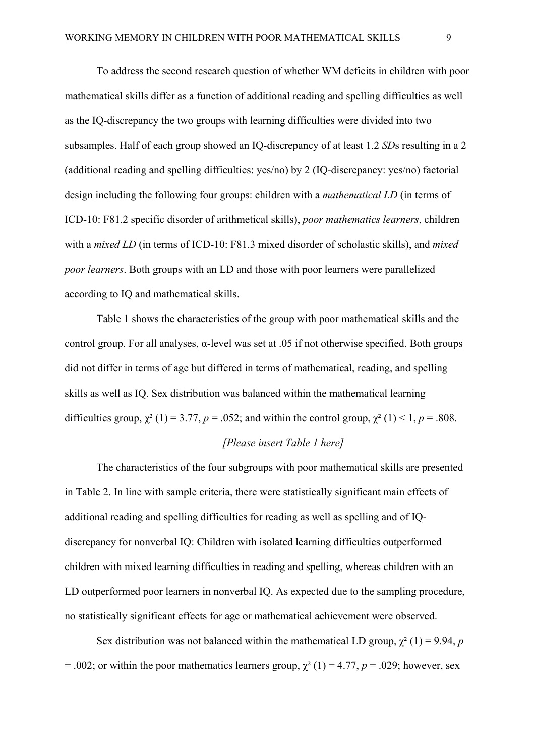To address the second research question of whether WM deficits in children with poor mathematical skills differ as a function of additional reading and spelling difficulties as well as the IQ-discrepancy the two groups with learning difficulties were divided into two subsamples. Half of each group showed an IQ-discrepancy of at least 1.2 *SD*s resulting in a 2 (additional reading and spelling difficulties: yes/no) by 2 (IQ-discrepancy: yes/no) factorial design including the following four groups: children with a *mathematical LD* (in terms of ICD-10: F81.2 specific disorder of arithmetical skills), *poor mathematics learners*, children with a *mixed LD* (in terms of ICD-10: F81.3 mixed disorder of scholastic skills), and *mixed poor learners*. Both groups with an LD and those with poor learners were parallelized according to IQ and mathematical skills.

Table 1 shows the characteristics of the group with poor mathematical skills and the control group. For all analyses, α-level was set at .05 if not otherwise specified. Both groups did not differ in terms of age but differed in terms of mathematical, reading, and spelling skills as well as IQ. Sex distribution was balanced within the mathematical learning difficulties group, $\chi^2$ (1) = 3.77, *p* = .052; and within the control group, $\chi^2$ (1) < 1, *p* = .808.

*[Please insert Table 1 here]*

The characteristics of the four subgroups with poor mathematical skills are presented in Table 2. In line with sample criteria, there were statistically significant main effects of additional reading and spelling difficulties for reading as well as spelling and of IQ-discrepancy for nonverbal IQ: Children with isolated learning difficulties outperformed children with mixed learning difficulties in reading and spelling, whereas children with an LD outperformed poor learners in nonverbal IQ. As expected due to the sampling procedure, no statistically significant effects for age or mathematical achievement were observed.

Sex distribution was not balanced within the mathematical LD group, $\chi^2$ (1) = 9.94, *p* = .002; or within the poor mathematics learners group, $\chi^2$ (1) = 4.77, *p* = .029; however, sex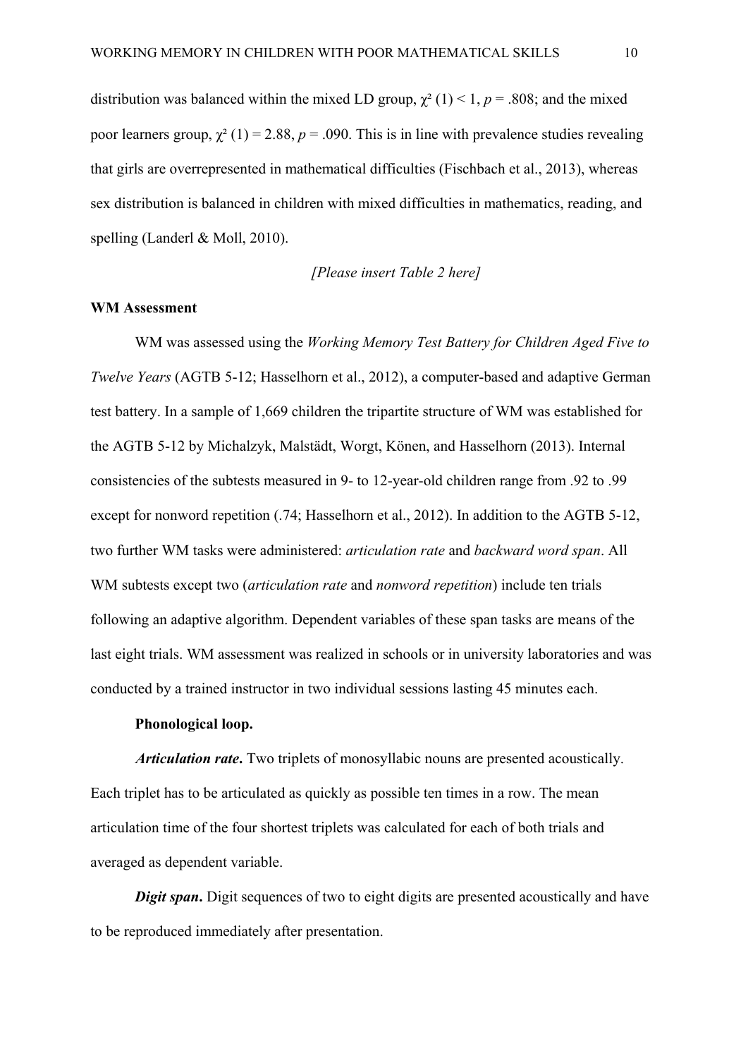distribution was balanced within the mixed LD group, $\chi^2$ (1) < 1, $p$ = .808; and the mixed poor learners group, $\chi^2$ (1) = 2.88, $p$ = .090. This is in line with prevalence studies revealing that girls are overrepresented in mathematical difficulties (Fischbach et al., 2013), whereas sex distribution is balanced in children with mixed difficulties in mathematics, reading, and spelling (Landerl & Moll, 2010).

*[Please insert Table 2 here]*

**WM Assessment**

WM was assessed using the *Working Memory Test Battery for Children Aged Five to Twelve Years* (AGTB 5-12; Hasselhorn et al., 2012), a computer-based and adaptive German test battery. In a sample of 1,669 children the tripartite structure of WM was established for the AGTB 5-12 by Michalzyk, Malstädt, Worgt, Könen, and Hasselhorn (2013). Internal consistencies of the subtests measured in 9- to 12-year-old children range from .92 to .99 except for nonword repetition (.74; Hasselhorn et al., 2012). In addition to the AGTB 5-12, two further WM tasks were administered: *articulation rate* and *backward word span*. All WM subtests except two (*articulation rate* and *nonword repetition*) include ten trials following an adaptive algorithm. Dependent variables of these span tasks are means of the last eight trials. WM assessment was realized in schools or in university laboratories and was conducted by a trained instructor in two individual sessions lasting 45 minutes each.

**Phonological loop.**

***Articulation rate*.** Two triplets of monosyllabic nouns are presented acoustically. Each triplet has to be articulated as quickly as possible ten times in a row. The mean articulation time of the four shortest triplets was calculated for each of both trials and averaged as dependent variable.

***Digit span*.** Digit sequences of two to eight digits are presented acoustically and have to be reproduced immediately after presentation.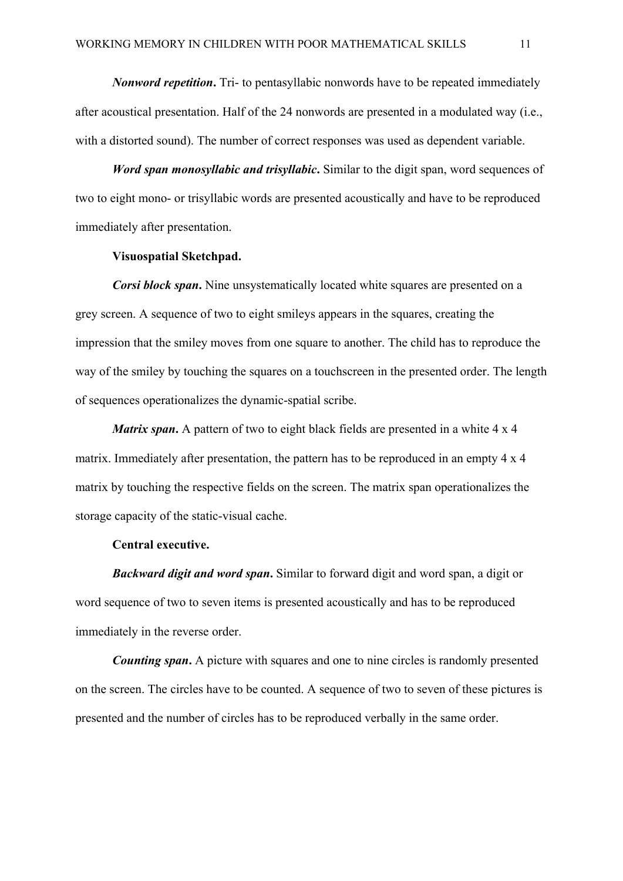***Nonword repetition*.** Tri- to pentasyllabic nonwords have to be repeated immediately after acoustical presentation. Half of the 24 nonwords are presented in a modulated way (i.e., with a distorted sound). The number of correct responses was used as dependent variable.

***Word span monosyllabic and trisyllabic*.** Similar to the digit span, word sequences of two to eight mono- or trisyllabic words are presented acoustically and have to be reproduced immediately after presentation.

**Visuospatial Sketchpad.**

***Corsi block span*.** Nine unsystematically located white squares are presented on a grey screen. A sequence of two to eight smileys appears in the squares, creating the impression that the smiley moves from one square to another. The child has to reproduce the way of the smiley by touching the squares on a touchscreen in the presented order. The length of sequences operationalizes the dynamic-spatial scribe.

***Matrix span*.** A pattern of two to eight black fields are presented in a white 4 x 4 matrix. Immediately after presentation, the pattern has to be reproduced in an empty 4 x 4 matrix by touching the respective fields on the screen. The matrix span operationalizes the storage capacity of the static-visual cache.

**Central executive.**

***Backward digit and word span*.** Similar to forward digit and word span, a digit or word sequence of two to seven items is presented acoustically and has to be reproduced immediately in the reverse order.

***Counting span*.** A picture with squares and one to nine circles is randomly presented on the screen. The circles have to be counted. A sequence of two to seven of these pictures is presented and the number of circles has to be reproduced verbally in the same order.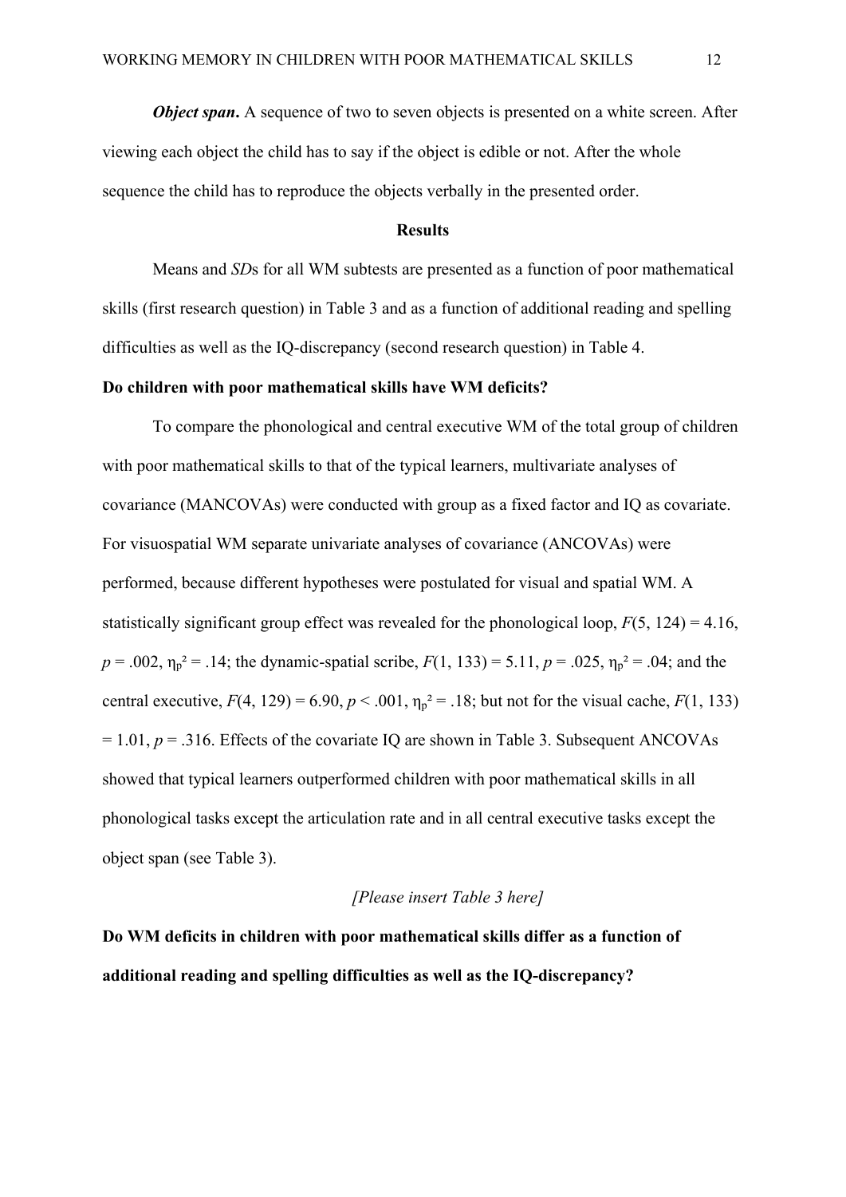***Object span*****.** A sequence of two to seven objects is presented on a white screen. After viewing each object the child has to say if the object is edible or not. After the whole sequence the child has to reproduce the objects verbally in the presented order.

## Results

Means and *SD*s for all WM subtests are presented as a function of poor mathematical skills (first research question) in Table 3 and as a function of additional reading and spelling difficulties as well as the IQ-discrepancy (second research question) in Table 4.

### Do children with poor mathematical skills have WM deficits?

To compare the phonological and central executive WM of the total group of children with poor mathematical skills to that of the typical learners, multivariate analyses of covariance (MANCOVAs) were conducted with group as a fixed factor and IQ as covariate. For visuospatial WM separate univariate analyses of covariance (ANCOVAs) were performed, because different hypotheses were postulated for visual and spatial WM. A statistically significant group effect was revealed for the phonological loop, $F(5, 124) = 4.16$, $p = .002$, $\eta_p^2 = .14$; the dynamic-spatial scribe, $F(1, 133) = 5.11$, $p = .025$, $\eta_p^2 = .04$; and the central executive, $F(4, 129) = 6.90$, $p < .001$, $\eta_p^2 = .18$; but not for the visual cache, $F(1, 133) = 1.01$, $p = .316$. Effects of the covariate IQ are shown in Table 3. Subsequent ANCOVAs showed that typical learners outperformed children with poor mathematical skills in all phonological tasks except the articulation rate and in all central executive tasks except the object span (see Table 3).

*[Please insert Table 3 here]*

### Do WM deficits in children with poor mathematical skills differ as a function of additional reading and spelling difficulties as well as the IQ-discrepancy?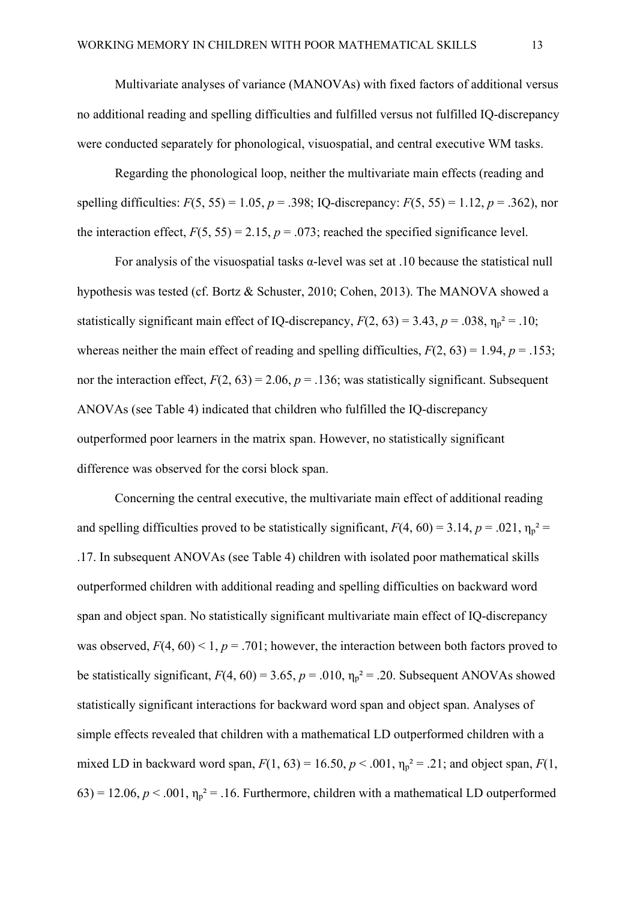Multivariate analyses of variance (MANOVAs) with fixed factors of additional versus no additional reading and spelling difficulties and fulfilled versus not fulfilled IQ-discrepancy were conducted separately for phonological, visuospatial, and central executive WM tasks.

Regarding the phonological loop, neither the multivariate main effects (reading and spelling difficulties: $F(5, 55) = 1.05$, $p = .398$; IQ-discrepancy: $F(5, 55) = 1.12$, $p = .362$), nor the interaction effect, $F(5, 55) = 2.15$, $p = .073$; reached the specified significance level.

For analysis of the visuospatial tasks α-level was set at .10 because the statistical null hypothesis was tested (cf. Bortz & Schuster, 2010; Cohen, 2013). The MANOVA showed a statistically significant main effect of IQ-discrepancy, $F(2, 63) = 3.43$, $p = .038$, $\eta_p^2 = .10$; whereas neither the main effect of reading and spelling difficulties, $F(2, 63) = 1.94$, $p = .153$; nor the interaction effect, $F(2, 63) = 2.06$, $p = .136$; was statistically significant. Subsequent ANOVAs (see Table 4) indicated that children who fulfilled the IQ-discrepancy outperformed poor learners in the matrix span. However, no statistically significant difference was observed for the corsi block span.

Concerning the central executive, the multivariate main effect of additional reading and spelling difficulties proved to be statistically significant, $F(4, 60) = 3.14$, $p = .021$, $\eta_p^2 = .17$. In subsequent ANOVAs (see Table 4) children with isolated poor mathematical skills outperformed children with additional reading and spelling difficulties on backward word span and object span. No statistically significant multivariate main effect of IQ-discrepancy was observed, $F(4, 60) < 1$, $p = .701$; however, the interaction between both factors proved to be statistically significant, $F(4, 60) = 3.65$, $p = .010$, $\eta_p^2 = .20$. Subsequent ANOVAs showed statistically significant interactions for backward word span and object span. Analyses of simple effects revealed that children with a mathematical LD outperformed children with a mixed LD in backward word span, $F(1, 63) = 16.50$, $p < .001$, $\eta_p^2 = .21$; and object span, $F(1, 63) = 12.06$, $p < .001$, $\eta_p^2 = .16$. Furthermore, children with a mathematical LD outperformed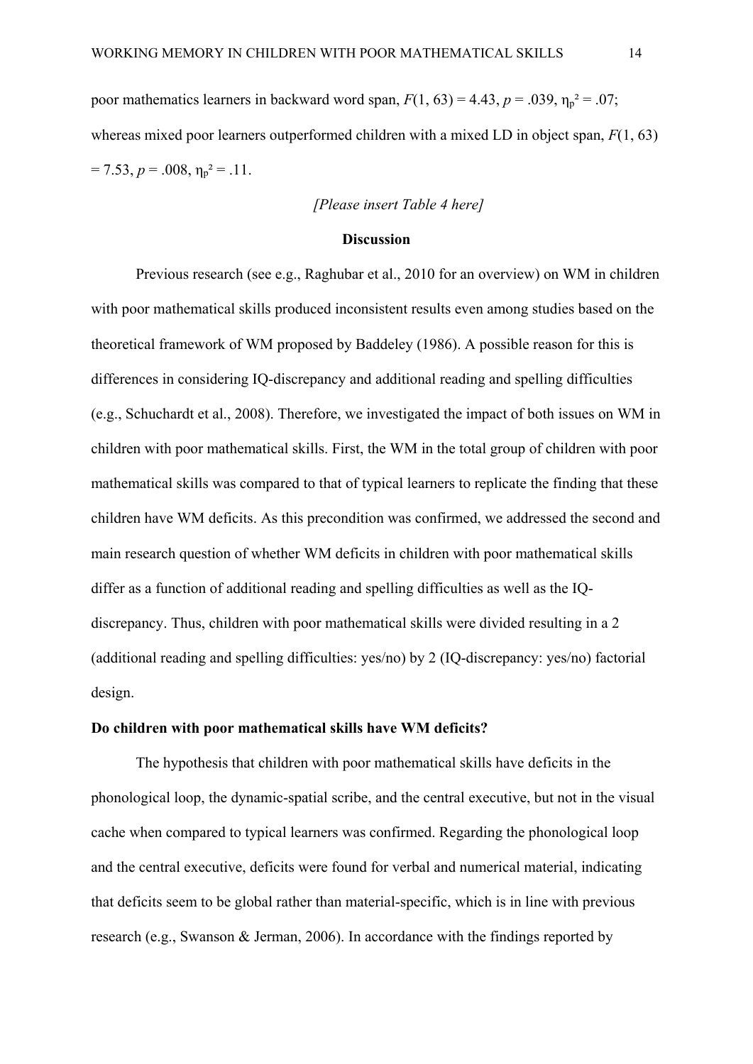poor mathematics learners in backward word span, $F(1, 63) = 4.43$, $p = .039$, $\eta_p^2 = .07$; whereas mixed poor learners outperformed children with a mixed LD in object span, $F(1, 63) = 7.53$, $p = .008$, $\eta_p^2 = .11$.

*[Please insert Table 4 here]*

## Discussion

Previous research (see e.g., Raghubar et al., 2010 for an overview) on WM in children with poor mathematical skills produced inconsistent results even among studies based on the theoretical framework of WM proposed by Baddeley (1986). A possible reason for this is differences in considering IQ-discrepancy and additional reading and spelling difficulties (e.g., Schuchardt et al., 2008). Therefore, we investigated the impact of both issues on WM in children with poor mathematical skills. First, the WM in the total group of children with poor mathematical skills was compared to that of typical learners to replicate the finding that these children have WM deficits. As this precondition was confirmed, we addressed the second and main research question of whether WM deficits in children with poor mathematical skills differ as a function of additional reading and spelling difficulties as well as the IQ-discrepancy. Thus, children with poor mathematical skills were divided resulting in a 2 (additional reading and spelling difficulties: yes/no) by 2 (IQ-discrepancy: yes/no) factorial design.

### Do children with poor mathematical skills have WM deficits?

The hypothesis that children with poor mathematical skills have deficits in the phonological loop, the dynamic-spatial scribe, and the central executive, but not in the visual cache when compared to typical learners was confirmed. Regarding the phonological loop and the central executive, deficits were found for verbal and numerical material, indicating that deficits seem to be global rather than material-specific, which is in line with previous research (e.g., Swanson & Jerman, 2006). In accordance with the findings reported by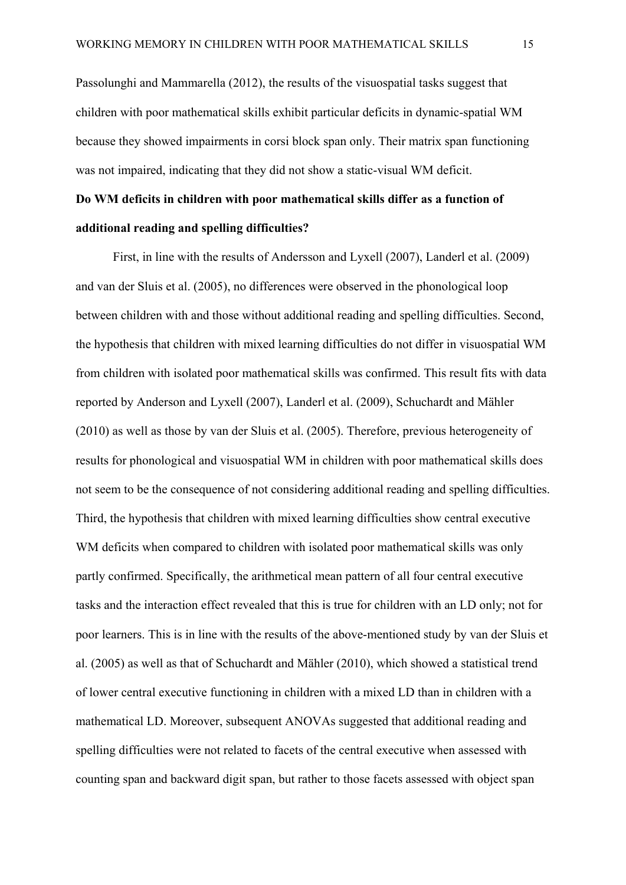Passolunghi and Mammarella (2012), the results of the visuospatial tasks suggest that children with poor mathematical skills exhibit particular deficits in dynamic-spatial WM because they showed impairments in corsi block span only. Their matrix span functioning was not impaired, indicating that they did not show a static-visual WM deficit.

**Do WM deficits in children with poor mathematical skills differ as a function of additional reading and spelling difficulties?**

First, in line with the results of Andersson and Lyxell (2007), Landerl et al. (2009) and van der Sluis et al. (2005), no differences were observed in the phonological loop between children with and those without additional reading and spelling difficulties. Second, the hypothesis that children with mixed learning difficulties do not differ in visuospatial WM from children with isolated poor mathematical skills was confirmed. This result fits with data reported by Anderson and Lyxell (2007), Landerl et al. (2009), Schuchardt and Mähler (2010) as well as those by van der Sluis et al. (2005). Therefore, previous heterogeneity of results for phonological and visuospatial WM in children with poor mathematical skills does not seem to be the consequence of not considering additional reading and spelling difficulties. Third, the hypothesis that children with mixed learning difficulties show central executive WM deficits when compared to children with isolated poor mathematical skills was only partly confirmed. Specifically, the arithmetical mean pattern of all four central executive tasks and the interaction effect revealed that this is true for children with an LD only; not for poor learners. This is in line with the results of the above-mentioned study by van der Sluis et al. (2005) as well as that of Schuchardt and Mähler (2010), which showed a statistical trend of lower central executive functioning in children with a mixed LD than in children with a mathematical LD. Moreover, subsequent ANOVAs suggested that additional reading and spelling difficulties were not related to facets of the central executive when assessed with counting span and backward digit span, but rather to those facets assessed with object span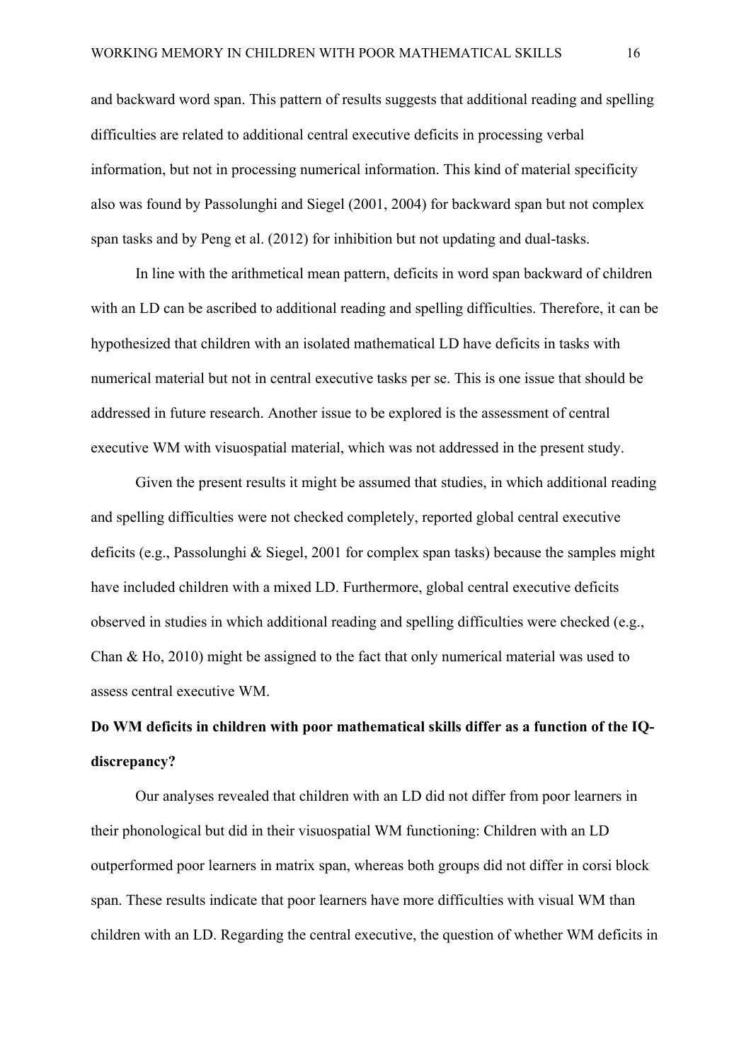and backward word span. This pattern of results suggests that additional reading and spelling difficulties are related to additional central executive deficits in processing verbal information, but not in processing numerical information. This kind of material specificity also was found by Passolunghi and Siegel (2001, 2004) for backward span but not complex span tasks and by Peng et al. (2012) for inhibition but not updating and dual-tasks.

In line with the arithmetical mean pattern, deficits in word span backward of children with an LD can be ascribed to additional reading and spelling difficulties. Therefore, it can be hypothesized that children with an isolated mathematical LD have deficits in tasks with numerical material but not in central executive tasks per se. This is one issue that should be addressed in future research. Another issue to be explored is the assessment of central executive WM with visuospatial material, which was not addressed in the present study.

Given the present results it might be assumed that studies, in which additional reading and spelling difficulties were not checked completely, reported global central executive deficits (e.g., Passolunghi & Siegel, 2001 for complex span tasks) because the samples might have included children with a mixed LD. Furthermore, global central executive deficits observed in studies in which additional reading and spelling difficulties were checked (e.g., Chan & Ho, 2010) might be assigned to the fact that only numerical material was used to assess central executive WM.

**Do WM deficits in children with poor mathematical skills differ as a function of the IQ-discrepancy?**

Our analyses revealed that children with an LD did not differ from poor learners in their phonological but did in their visuospatial WM functioning: Children with an LD outperformed poor learners in matrix span, whereas both groups did not differ in corsi block span. These results indicate that poor learners have more difficulties with visual WM than children with an LD. Regarding the central executive, the question of whether WM deficits in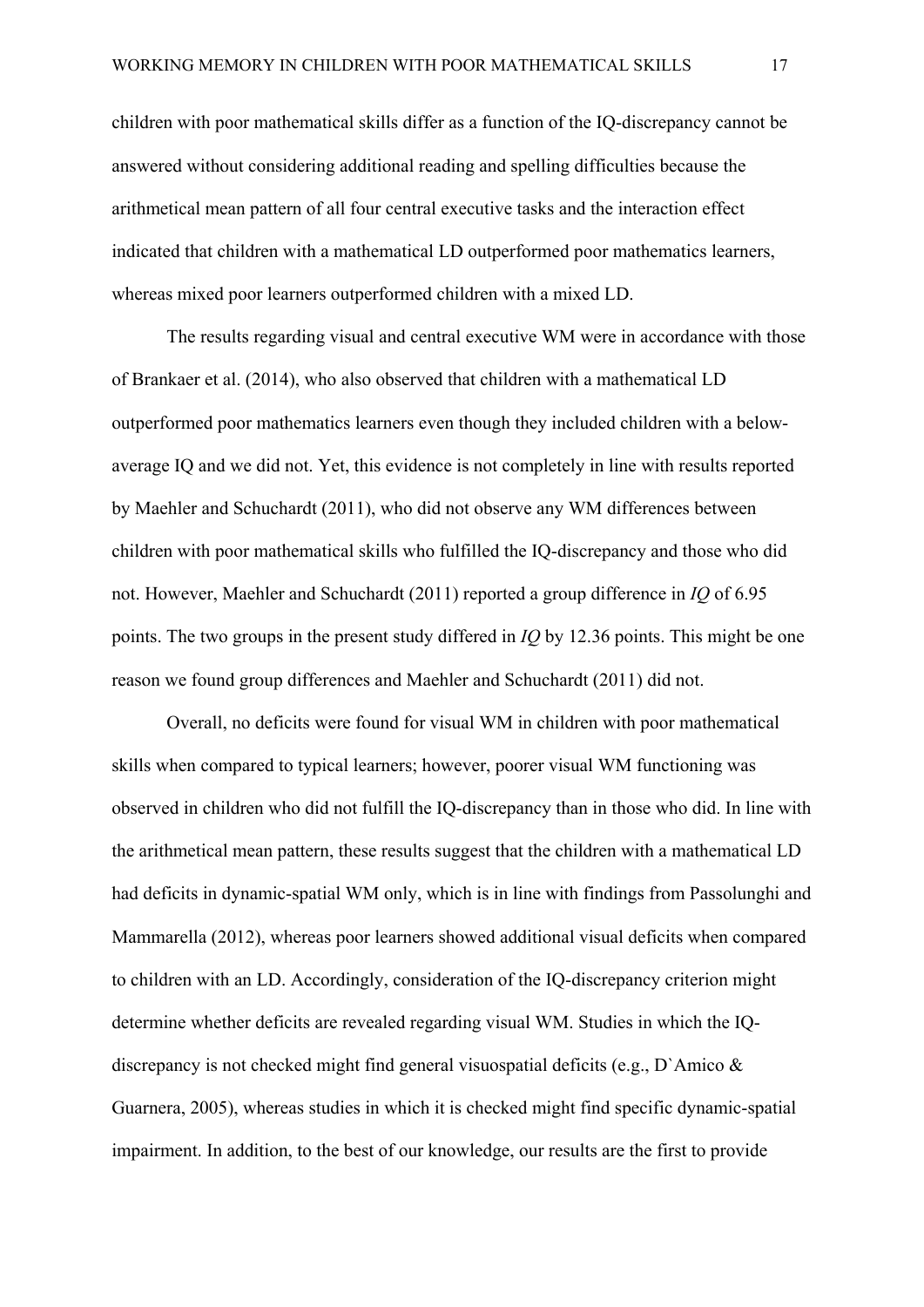children with poor mathematical skills differ as a function of the IQ-discrepancy cannot be answered without considering additional reading and spelling difficulties because the arithmetical mean pattern of all four central executive tasks and the interaction effect indicated that children with a mathematical LD outperformed poor mathematics learners, whereas mixed poor learners outperformed children with a mixed LD.

The results regarding visual and central executive WM were in accordance with those of Brankaer et al. (2014), who also observed that children with a mathematical LD outperformed poor mathematics learners even though they included children with a below-average IQ and we did not. Yet, this evidence is not completely in line with results reported by Maehler and Schuchardt (2011), who did not observe any WM differences between children with poor mathematical skills who fulfilled the IQ-discrepancy and those who did not. However, Maehler and Schuchardt (2011) reported a group difference in *IQ* of 6.95 points. The two groups in the present study differed in *IQ* by 12.36 points. This might be one reason we found group differences and Maehler and Schuchardt (2011) did not.

Overall, no deficits were found for visual WM in children with poor mathematical skills when compared to typical learners; however, poorer visual WM functioning was observed in children who did not fulfill the IQ-discrepancy than in those who did. In line with the arithmetical mean pattern, these results suggest that the children with a mathematical LD had deficits in dynamic-spatial WM only, which is in line with findings from Passolunghi and Mammarella (2012), whereas poor learners showed additional visual deficits when compared to children with an LD. Accordingly, consideration of the IQ-discrepancy criterion might determine whether deficits are revealed regarding visual WM. Studies in which the IQ-discrepancy is not checked might find general visuospatial deficits (e.g., D`Amico & Guarnera, 2005), whereas studies in which it is checked might find specific dynamic-spatial impairment. In addition, to the best of our knowledge, our results are the first to provide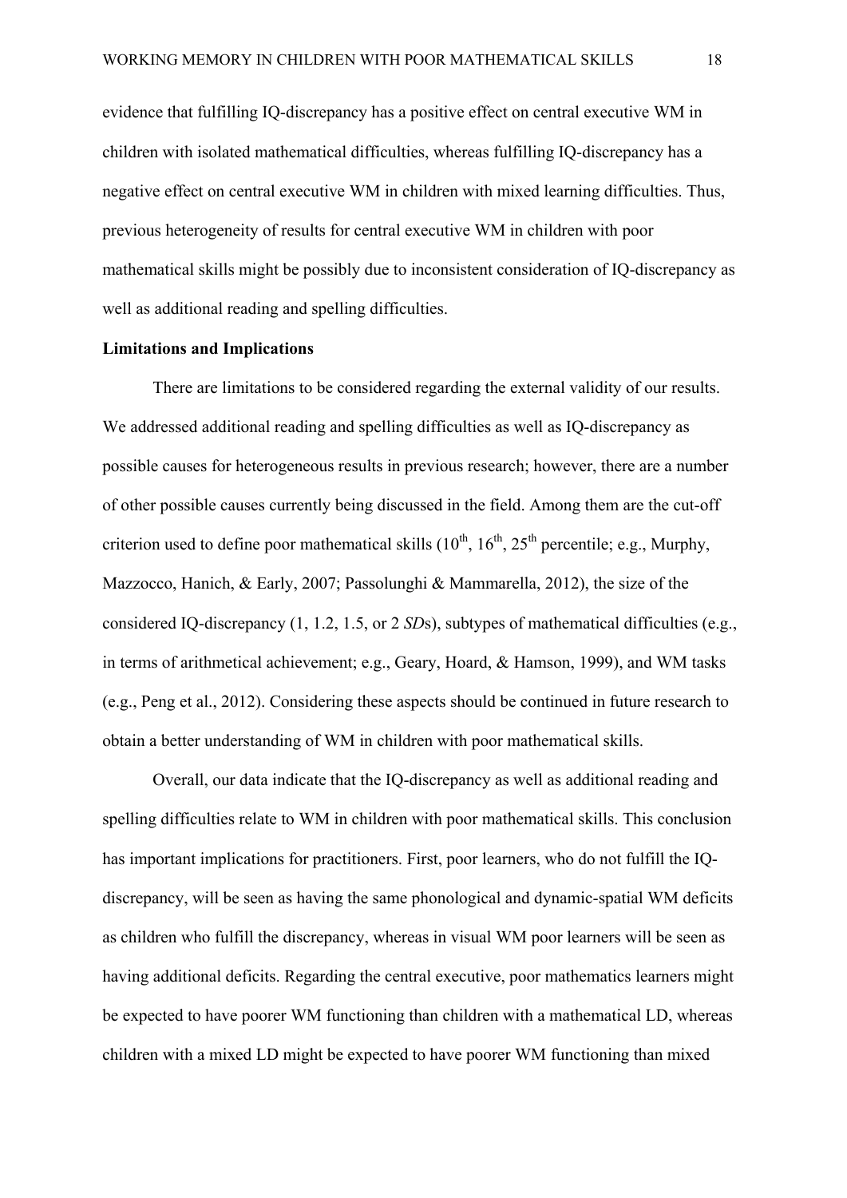evidence that fulfilling IQ-discrepancy has a positive effect on central executive WM in children with isolated mathematical difficulties, whereas fulfilling IQ-discrepancy has a negative effect on central executive WM in children with mixed learning difficulties. Thus, previous heterogeneity of results for central executive WM in children with poor mathematical skills might be possibly due to inconsistent consideration of IQ-discrepancy as well as additional reading and spelling difficulties.

## Limitations and Implications

There are limitations to be considered regarding the external validity of our results. We addressed additional reading and spelling difficulties as well as IQ-discrepancy as possible causes for heterogeneous results in previous research; however, there are a number of other possible causes currently being discussed in the field. Among them are the cut-off criterion used to define poor mathematical skills ($10^{th}$, $16^{th}$, $25^{th}$ percentile; e.g., Murphy, Mazzocco, Hanich, & Early, 2007; Passolunghi & Mammarella, 2012), the size of the considered IQ-discrepancy (1, 1.2, 1.5, or 2 *SD*s), subtypes of mathematical difficulties (e.g., in terms of arithmetical achievement; e.g., Geary, Hoard, & Hamson, 1999), and WM tasks (e.g., Peng et al., 2012). Considering these aspects should be continued in future research to obtain a better understanding of WM in children with poor mathematical skills.

Overall, our data indicate that the IQ-discrepancy as well as additional reading and spelling difficulties relate to WM in children with poor mathematical skills. This conclusion has important implications for practitioners. First, poor learners, who do not fulfill the IQ-discrepancy, will be seen as having the same phonological and dynamic-spatial WM deficits as children who fulfill the discrepancy, whereas in visual WM poor learners will be seen as having additional deficits. Regarding the central executive, poor mathematics learners might be expected to have poorer WM functioning than children with a mathematical LD, whereas children with a mixed LD might be expected to have poorer WM functioning than mixed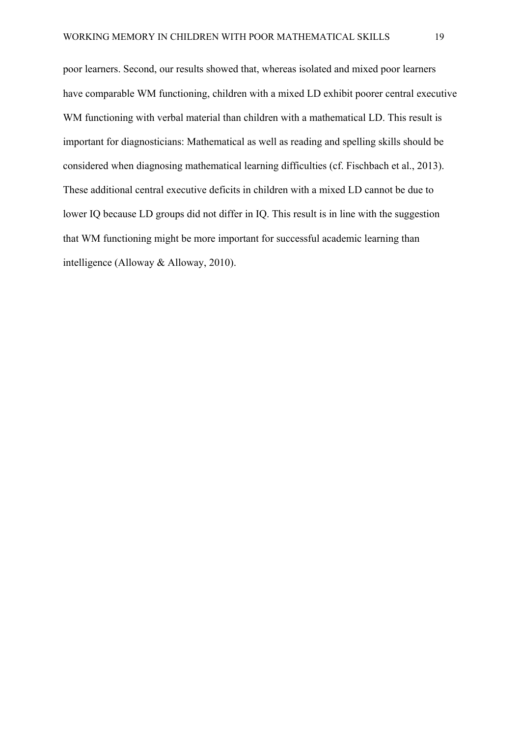poor learners. Second, our results showed that, whereas isolated and mixed poor learners have comparable WM functioning, children with a mixed LD exhibit poorer central executive WM functioning with verbal material than children with a mathematical LD. This result is important for diagnosticians: Mathematical as well as reading and spelling skills should be considered when diagnosing mathematical learning difficulties (cf. Fischbach et al., 2013). These additional central executive deficits in children with a mixed LD cannot be due to lower IQ because LD groups did not differ in IQ. This result is in line with the suggestion that WM functioning might be more important for successful academic learning than intelligence (Alloway & Alloway, 2010).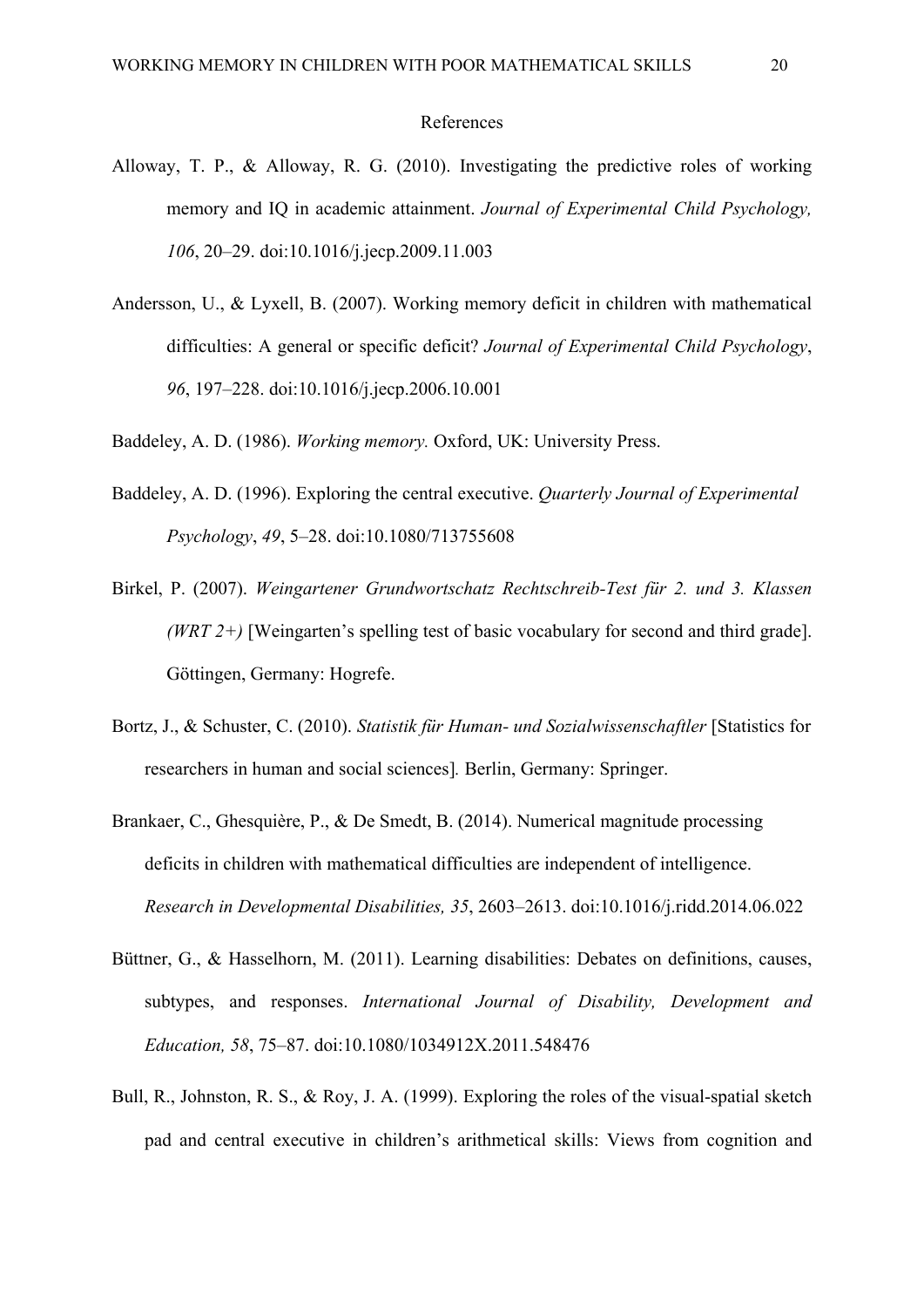# References

Alloway, T. P., & Alloway, R. G. (2010). Investigating the predictive roles of working memory and IQ in academic attainment. *Journal of Experimental Child Psychology, 106*, 20–29. doi:10.1016/j.jecp.2009.11.003

Andersson, U., & Lyxell, B. (2007). Working memory deficit in children with mathematical difficulties: A general or specific deficit? *Journal of Experimental Child Psychology*, *96*, 197–228. doi:10.1016/j.jecp.2006.10.001

Baddeley, A. D. (1986). *Working memory.* Oxford, UK: University Press.

Baddeley, A. D. (1996). Exploring the central executive. *Quarterly Journal of Experimental Psychology*, *49*, 5–28. doi:10.1080/713755608

Birkel, P. (2007). *Weingartener Grundwortschatz Rechtschreib-Test für 2. und 3. Klassen (WRT 2+)* [Weingarten's spelling test of basic vocabulary for second and third grade]. Göttingen, Germany: Hogrefe.

Bortz, J., & Schuster, C. (2010). *Statistik für Human- und Sozialwissenschaftler* [Statistics for researchers in human and social sciences]*.* Berlin, Germany: Springer.

Brankaer, C., Ghesquière, P., & De Smedt, B. (2014). Numerical magnitude processing deficits in children with mathematical difficulties are independent of intelligence. *Research in Developmental Disabilities, 35*, 2603–2613. doi:10.1016/j.ridd.2014.06.022

Büttner, G., & Hasselhorn, M. (2011). Learning disabilities: Debates on definitions, causes, subtypes, and responses. *International Journal of Disability, Development and Education, 58*, 75–87. doi:10.1080/1034912X.2011.548476

Bull, R., Johnston, R. S., & Roy, J. A. (1999). Exploring the roles of the visual-spatial sketch pad and central executive in children's arithmetical skills: Views from cognition and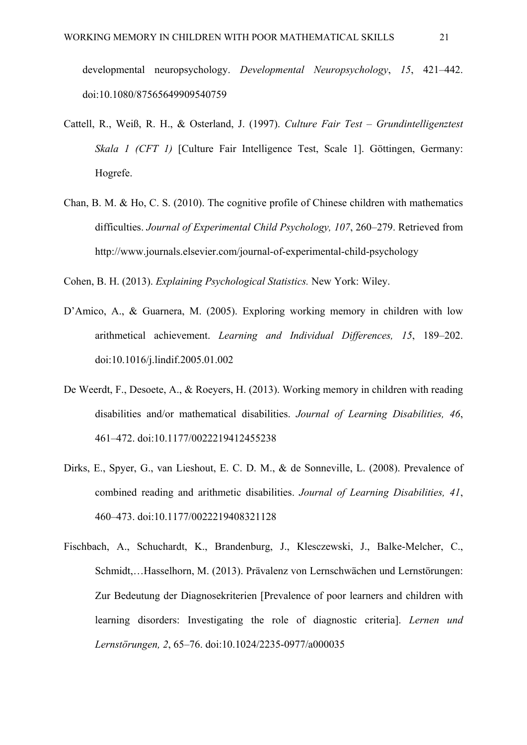developmental neuropsychology. *Developmental Neuropsychology*, *15*, 421–442. doi:10.1080/87565649909540759

Cattell, R., Weiß, R. H., & Osterland, J. (1997). *Culture Fair Test – Grundintelligenztest Skala 1 (CFT 1)* [Culture Fair Intelligence Test, Scale 1]. Göttingen, Germany: Hogrefe.

Chan, B. M. & Ho, C. S. (2010). The cognitive profile of Chinese children with mathematics difficulties. *Journal of Experimental Child Psychology, 107*, 260–279. Retrieved from http://www.journals.elsevier.com/journal-of-experimental-child-psychology

Cohen, B. H. (2013). *Explaining Psychological Statistics.* New York: Wiley.

D'Amico, A., & Guarnera, M. (2005). Exploring working memory in children with low arithmetical achievement. *Learning and Individual Differences, 15*, 189–202. doi:10.1016/j.lindif.2005.01.002

De Weerdt, F., Desoete, A., & Roeyers, H. (2013). Working memory in children with reading disabilities and/or mathematical disabilities. *Journal of Learning Disabilities, 46*, 461–472. doi:10.1177/0022219412455238

Dirks, E., Spyer, G., van Lieshout, E. C. D. M., & de Sonneville, L. (2008). Prevalence of combined reading and arithmetic disabilities. *Journal of Learning Disabilities, 41*, 460–473. doi:10.1177/0022219408321128

Fischbach, A., Schuchardt, K., Brandenburg, J., Klesczewski, J., Balke-Melcher, C., Schmidt,…Hasselhorn, M. (2013). Prävalenz von Lernschwächen und Lernstörungen: Zur Bedeutung der Diagnosekriterien [Prevalence of poor learners and children with learning disorders: Investigating the role of diagnostic criteria]. *Lernen und Lernstörungen, 2*, 65–76. doi:10.1024/2235-0977/a000035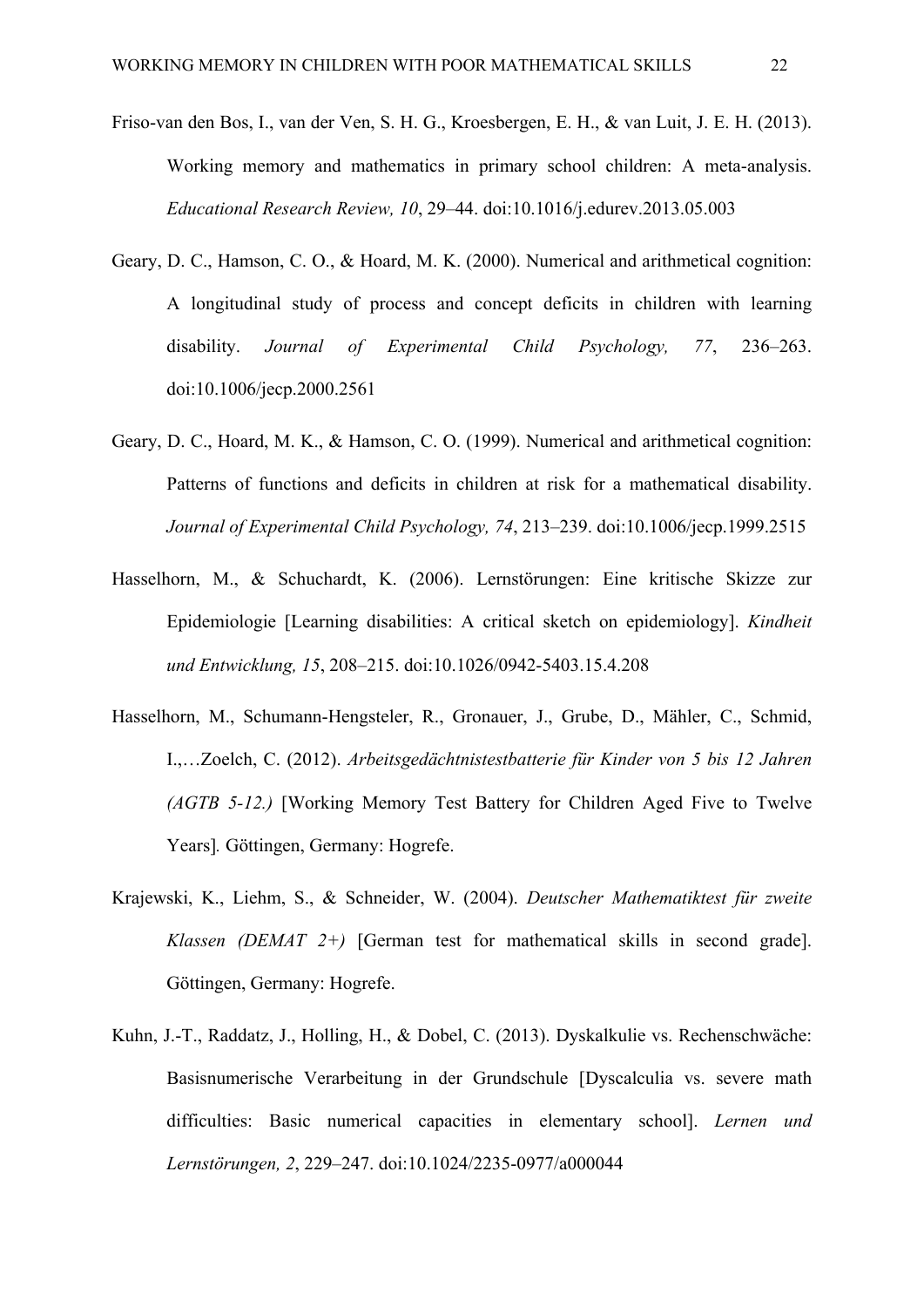Friso-van den Bos, I., van der Ven, S. H. G., Kroesbergen, E. H., & van Luit, J. E. H. (2013). Working memory and mathematics in primary school children: A meta-analysis. *Educational Research Review, 10*, 29–44. doi:10.1016/j.edurev.2013.05.003

Geary, D. C., Hamson, C. O., & Hoard, M. K. (2000). Numerical and arithmetical cognition: A longitudinal study of process and concept deficits in children with learning disability. *Journal of Experimental Child Psychology, 77*, 236–263. doi:10.1006/jecp.2000.2561

Geary, D. C., Hoard, M. K., & Hamson, C. O. (1999). Numerical and arithmetical cognition: Patterns of functions and deficits in children at risk for a mathematical disability. *Journal of Experimental Child Psychology, 74*, 213–239. doi:10.1006/jecp.1999.2515

Hasselhorn, M., & Schuchardt, K. (2006). Lernstörungen: Eine kritische Skizze zur Epidemiologie [Learning disabilities: A critical sketch on epidemiology]. *Kindheit und Entwicklung, 15*, 208–215. doi:10.1026/0942-5403.15.4.208

Hasselhorn, M., Schumann-Hengsteler, R., Gronauer, J., Grube, D., Mähler, C., Schmid, I.,…Zoelch, C. (2012). *Arbeitsgedächtnistestbatterie für Kinder von 5 bis 12 Jahren (AGTB 5-12.)* [Working Memory Test Battery for Children Aged Five to Twelve Years]. Göttingen, Germany: Hogrefe.

Krajewski, K., Liehm, S., & Schneider, W. (2004). *Deutscher Mathematiktest für zweite Klassen (DEMAT 2+)* [German test for mathematical skills in second grade]. Göttingen, Germany: Hogrefe.

Kuhn, J.-T., Raddatz, J., Holling, H., & Dobel, C. (2013). Dyskalkulie vs. Rechenschwäche: Basisnumerische Verarbeitung in der Grundschule [Dyscalculia vs. severe math difficulties: Basic numerical capacities in elementary school]. *Lernen und Lernstörungen, 2*, 229–247. doi:10.1024/2235-0977/a000044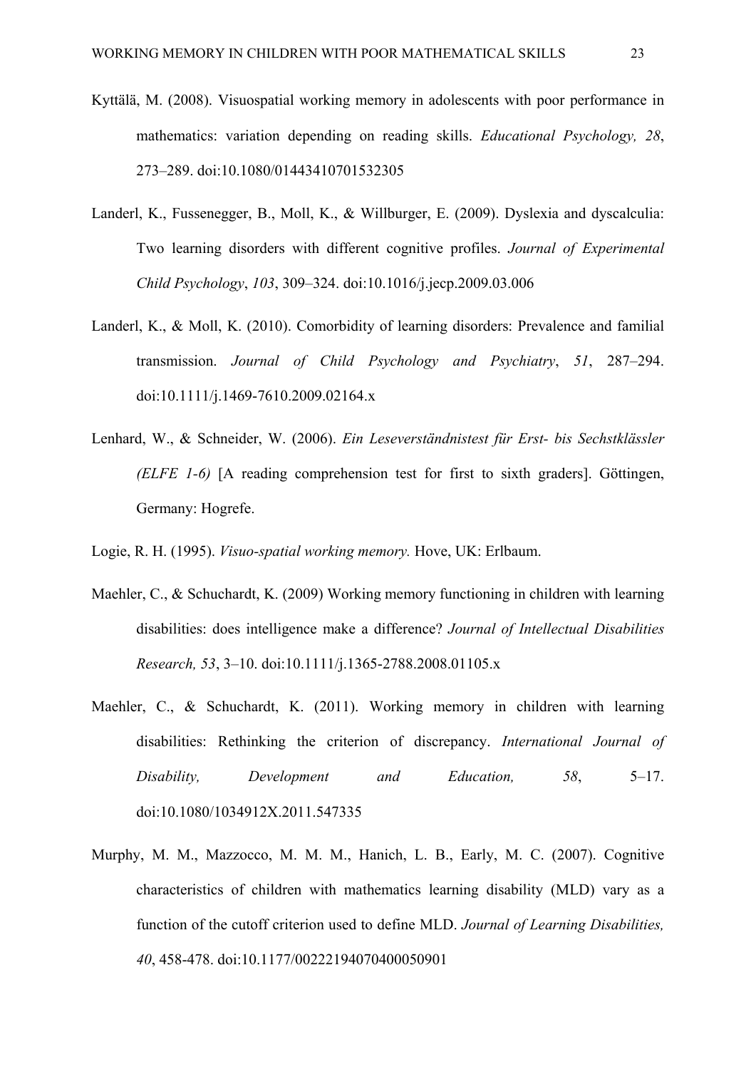Kyttälä, M. (2008). Visuospatial working memory in adolescents with poor performance in mathematics: variation depending on reading skills. *Educational Psychology, 28*, 273–289. doi:10.1080/01443410701532305

Landerl, K., Fussenegger, B., Moll, K., & Willburger, E. (2009). Dyslexia and dyscalculia: Two learning disorders with different cognitive profiles. *Journal of Experimental Child Psychology*, *103*, 309–324. doi:10.1016/j.jecp.2009.03.006

Landerl, K., & Moll, K. (2010). Comorbidity of learning disorders: Prevalence and familial transmission. *Journal of Child Psychology and Psychiatry*, *51*, 287–294. doi:10.1111/j.1469-7610.2009.02164.x

Lenhard, W., & Schneider, W. (2006). *Ein Leseverständnistest für Erst- bis Sechstklässler (ELFE 1-6)* [A reading comprehension test for first to sixth graders]. Göttingen, Germany: Hogrefe.

Logie, R. H. (1995). *Visuo-spatial working memory.* Hove, UK: Erlbaum.

Maehler, C., & Schuchardt, K. (2009) Working memory functioning in children with learning disabilities: does intelligence make a difference? *Journal of Intellectual Disabilities Research, 53*, 3–10. doi:10.1111/j.1365-2788.2008.01105.x

Maehler, C., & Schuchardt, K. (2011). Working memory in children with learning disabilities: Rethinking the criterion of discrepancy. *International Journal of Disability, Development and Education, 58*, 5–17. doi:10.1080/1034912X.2011.547335

Murphy, M. M., Mazzocco, M. M. M., Hanich, L. B., Early, M. C. (2007). Cognitive characteristics of children with mathematics learning disability (MLD) vary as a function of the cutoff criterion used to define MLD. *Journal of Learning Disabilities, 40*, 458-478. doi:10.1177/00222194070400050901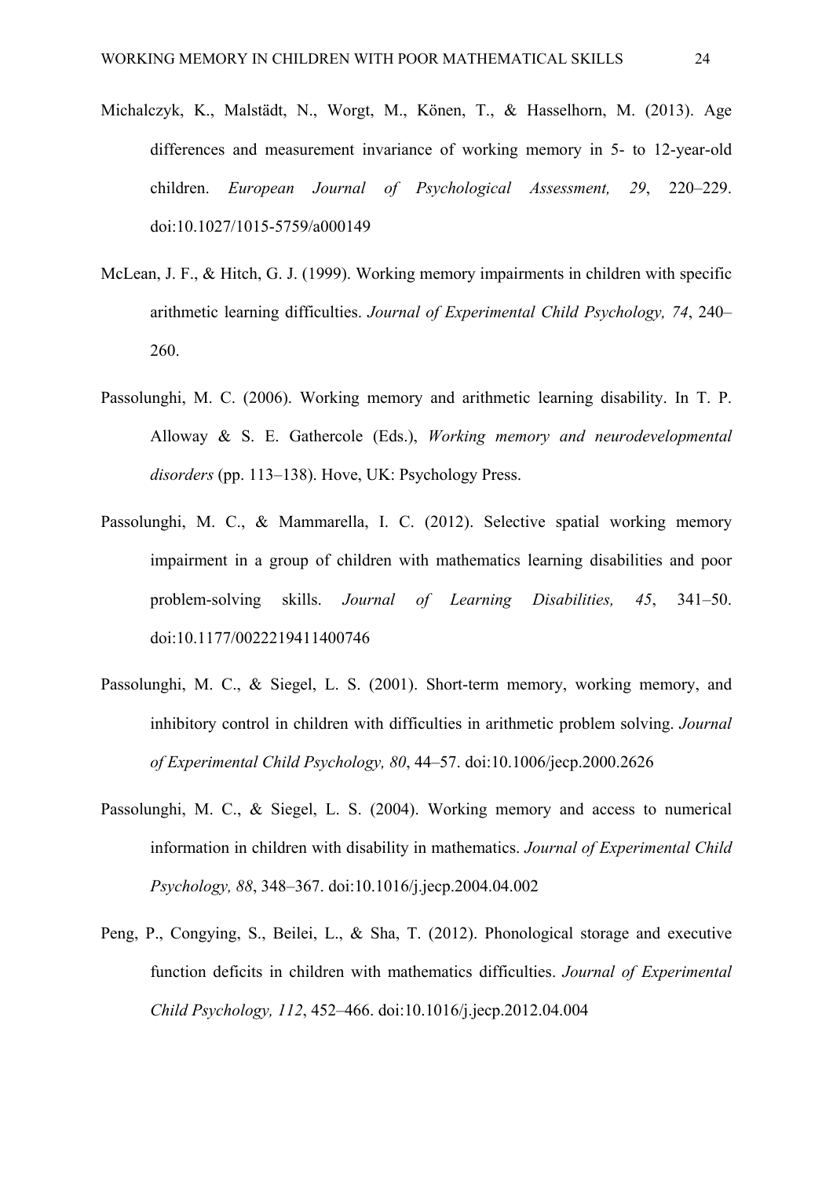Michalczyk, K., Malstädt, N., Worgt, M., Könen, T., & Hasselhorn, M. (2013). Age differences and measurement invariance of working memory in 5- to 12-year-old children. *European Journal of Psychological Assessment, 29*, 220–229. doi:10.1027/1015-5759/a000149

McLean, J. F., & Hitch, G. J. (1999). Working memory impairments in children with specific arithmetic learning difficulties. *Journal of Experimental Child Psychology, 74*, 240–260.

Passolunghi, M. C. (2006). Working memory and arithmetic learning disability. In T. P. Alloway & S. E. Gathercole (Eds.), *Working memory and neurodevelopmental disorders* (pp. 113–138). Hove, UK: Psychology Press.

Passolunghi, M. C., & Mammarella, I. C. (2012). Selective spatial working memory impairment in a group of children with mathematics learning disabilities and poor problem-solving skills. *Journal of Learning Disabilities, 45*, 341–50. doi:10.1177/0022219411400746

Passolunghi, M. C., & Siegel, L. S. (2001). Short-term memory, working memory, and inhibitory control in children with difficulties in arithmetic problem solving. *Journal of Experimental Child Psychology, 80*, 44–57. doi:10.1006/jecp.2000.2626

Passolunghi, M. C., & Siegel, L. S. (2004). Working memory and access to numerical information in children with disability in mathematics. *Journal of Experimental Child Psychology, 88*, 348–367. doi:10.1016/j.jecp.2004.04.002

Peng, P., Congying, S., Beilei, L., & Sha, T. (2012). Phonological storage and executive function deficits in children with mathematics difficulties. *Journal of Experimental Child Psychology, 112*, 452–466. doi:10.1016/j.jecp.2012.04.004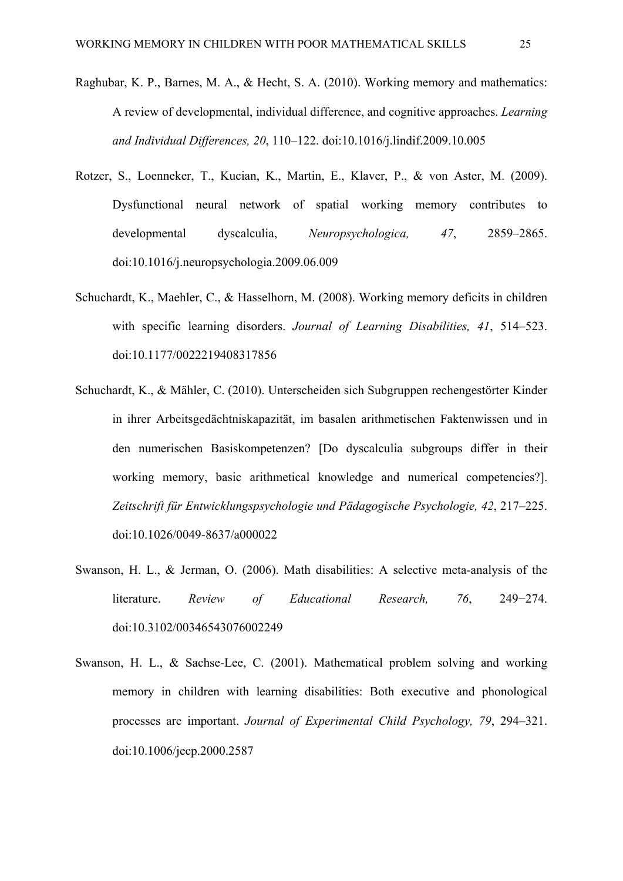Raghubar, K. P., Barnes, M. A., & Hecht, S. A. (2010). Working memory and mathematics: A review of developmental, individual difference, and cognitive approaches. *Learning and Individual Differences, 20*, 110–122. doi:10.1016/j.lindif.2009.10.005

Rotzer, S., Loenneker, T., Kucian, K., Martin, E., Klaver, P., & von Aster, M. (2009). Dysfunctional neural network of spatial working memory contributes to developmental dyscalculia, *Neuropsychologica, 47*, 2859–2865. doi:10.1016/j.neuropsychologia.2009.06.009

Schuchardt, K., Maehler, C., & Hasselhorn, M. (2008). Working memory deficits in children with specific learning disorders. *Journal of Learning Disabilities, 41*, 514–523. doi:10.1177/0022219408317856

Schuchardt, K., & Mähler, C. (2010). Unterscheiden sich Subgruppen rechengestörter Kinder in ihrer Arbeitsgedächtniskapazität, im basalen arithmetischen Faktenwissen und in den numerischen Basiskompetenzen? [Do dyscalculia subgroups differ in their working memory, basic arithmetical knowledge and numerical competencies?]. *Zeitschrift für Entwicklungspsychologie und Pädagogische Psychologie, 42*, 217–225. doi:10.1026/0049-8637/a000022

Swanson, H. L., & Jerman, O. (2006). Math disabilities: A selective meta-analysis of the literature. *Review of Educational Research, 76*, 249−274. doi:10.3102/00346543076002249

Swanson, H. L., & Sachse-Lee, C. (2001). Mathematical problem solving and working memory in children with learning disabilities: Both executive and phonological processes are important. *Journal of Experimental Child Psychology, 79*, 294–321. doi:10.1006/jecp.2000.2587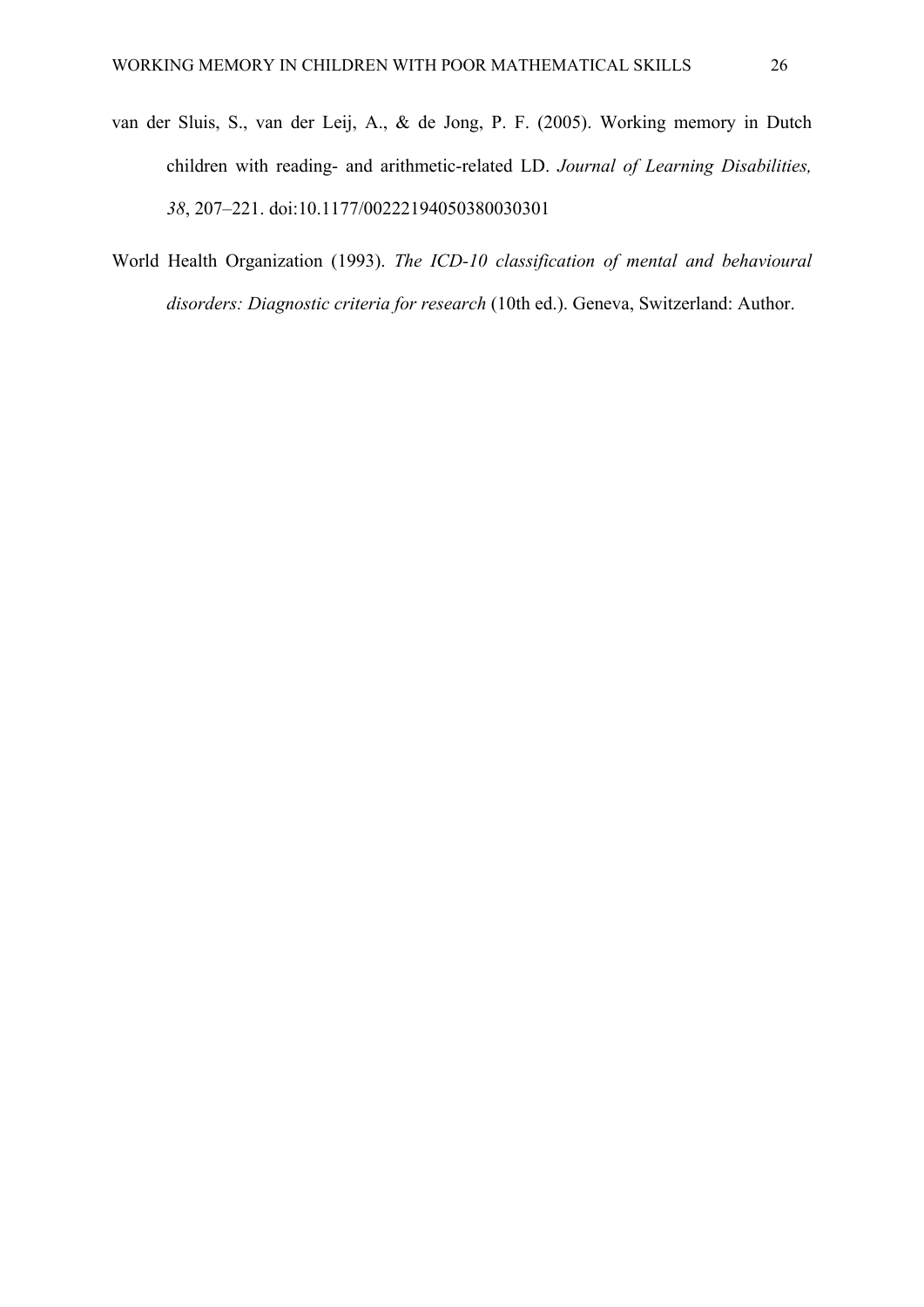van der Sluis, S., van der Leij, A., & de Jong, P. F. (2005). Working memory in Dutch children with reading- and arithmetic-related LD. *Journal of Learning Disabilities, 38*, 207–221. doi:10.1177/00222194050380030301

World Health Organization (1993). *The ICD-10 classification of mental and behavioural disorders: Diagnostic criteria for research* (10th ed.). Geneva, Switzerland: Author.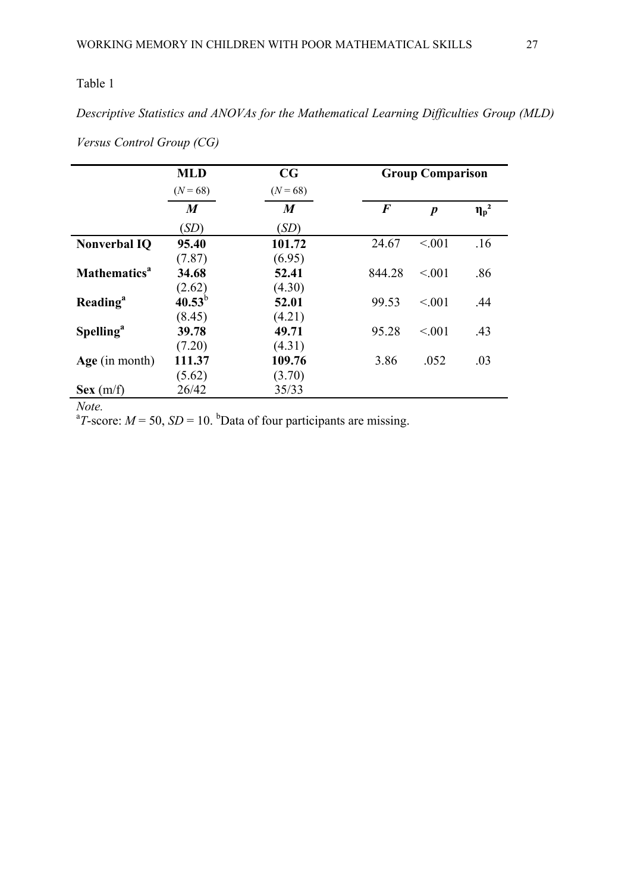Table 1

*Descriptive Statistics and ANOVAs for the Mathematical Learning Difficulties Group (MLD) Versus Control Group (CG)*

| | MLD ($N$ = 68) | CG ($N$ = 68) | Group Comparison | | |
|---|---|---|---|---|---|
| | $M$ ($SD$) | $M$ ($SD$) | $F$ | $p$ | $\eta_p^2$ |
| **Nonverbal IQ** | **95.40** (7.87) | **101.72** (6.95) | 24.67 | <.001 | .16 |
| **Mathematics**[a] | **34.68** (2.62) | **52.41** (4.30) | 844.28 | <.001 | .86 |
| **Reading**[a] | **40.53**[b] (8.45) | **52.01** (4.21) | 99.53 | <.001 | .44 |
| **Spelling**[a] | **39.78** (7.20) | **49.71** (4.31) | 95.28 | <.001 | .43 |
| **Age** (in month) | **111.37** (5.62) | **109.76** (3.70) | 3.86 | .052 | .03 |
| **Sex** (m/f) | 26/42 | 35/33 | | | |

*Note.*

[a]*T*-score: $M = 50$, $SD = 10$. [b]Data of four participants are missing.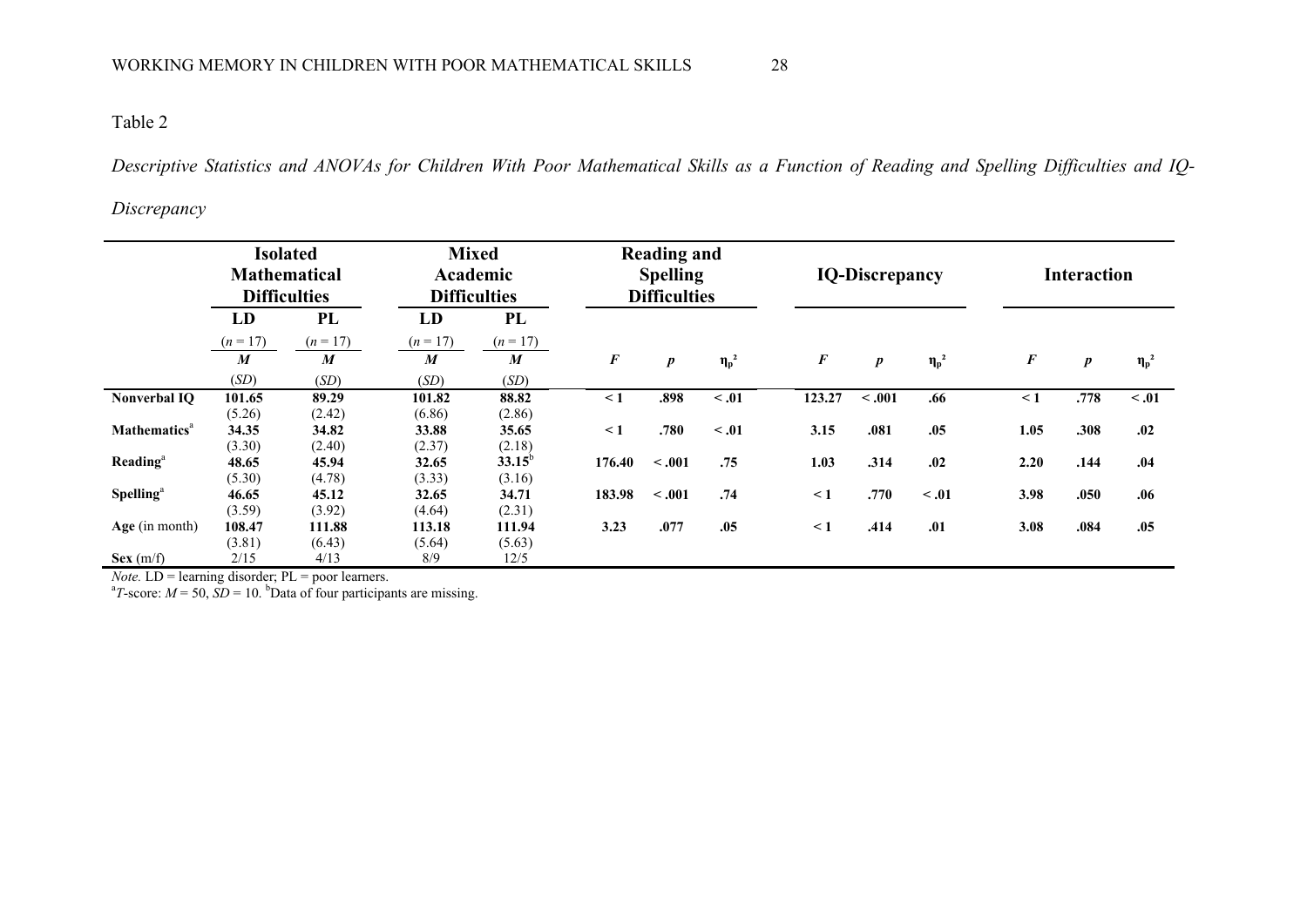Table 2

*Descriptive Statistics and ANOVAs for Children With Poor Mathematical Skills as a Function of Reading and Spelling Difficulties and IQ-Discrepancy*

| | Isolated Mathematical Difficulties | | Mixed Academic Difficulties | | Reading and Spelling Difficulties | | | IQ-Discrepancy | | | Interaction | | |
|---|---|---|---|---|---|---|---|---|---|---|---|---|---|
| | LD | PL | LD | PL | | | | | | | | | |
| | ($n$ = 17) | ($n$ = 17) | ($n$ = 17) | ($n$ = 17) | | | | | | | | | |
| | $M$ | $M$ | $M$ | $M$ | $F$ | $p$ | $\eta_p^2$ | $F$ | $p$ | $\eta_p^2$ | $F$ | $p$ | $\eta_p^2$ |
| | ($SD$) | ($SD$) | ($SD$) | ($SD$) | | | | | | | | | |
| **Nonverbal IQ** | **101.65** (5.26) | **89.29** (2.42) | **101.82** (6.86) | **88.82** (2.86) | **< 1** | **.898** | **< .01** | **123.27** | **< .001** | **.66** | **< 1** | **.778** | **< .01** |
| **Mathematics**[a] | **34.35** (3.30) | **34.82** (2.40) | **33.88** (2.37) | **35.65** (2.18) | **< 1** | **.780** | **< .01** | **3.15** | **.081** | **.05** | **1.05** | **.308** | **.02** |
| **Reading**[a] | **48.65** (5.30) | **45.94** (4.78) | **32.65** (3.33) | **33.15**[b] (3.16) | **176.40** | **< .001** | **.75** | **1.03** | **.314** | **.02** | **2.20** | **.144** | **.04** |
| **Spelling**[a] | **46.65** (3.59) | **45.12** (3.92) | **32.65** (4.64) | **34.71** (2.31) | **183.98** | **< .001** | **.74** | **< 1** | **.770** | **< .01** | **3.98** | **.050** | **.06** |
| **Age** (in month) | **108.47** (3.81) | **111.88** (6.43) | **113.18** (5.64) | **111.94** (5.63) | **3.23** | **.077** | **.05** | **< 1** | **.414** | **.01** | **3.08** | **.084** | **.05** |
| **Sex** (m/f) | 2/15 | 4/13 | 8/9 | 12/5 | | | | | | | | | |

*Note.* LD = learning disorder; PL = poor learners.
[a]$T$-score: $M$ = 50, $SD$ = 10. [b]Data of four participants are missing.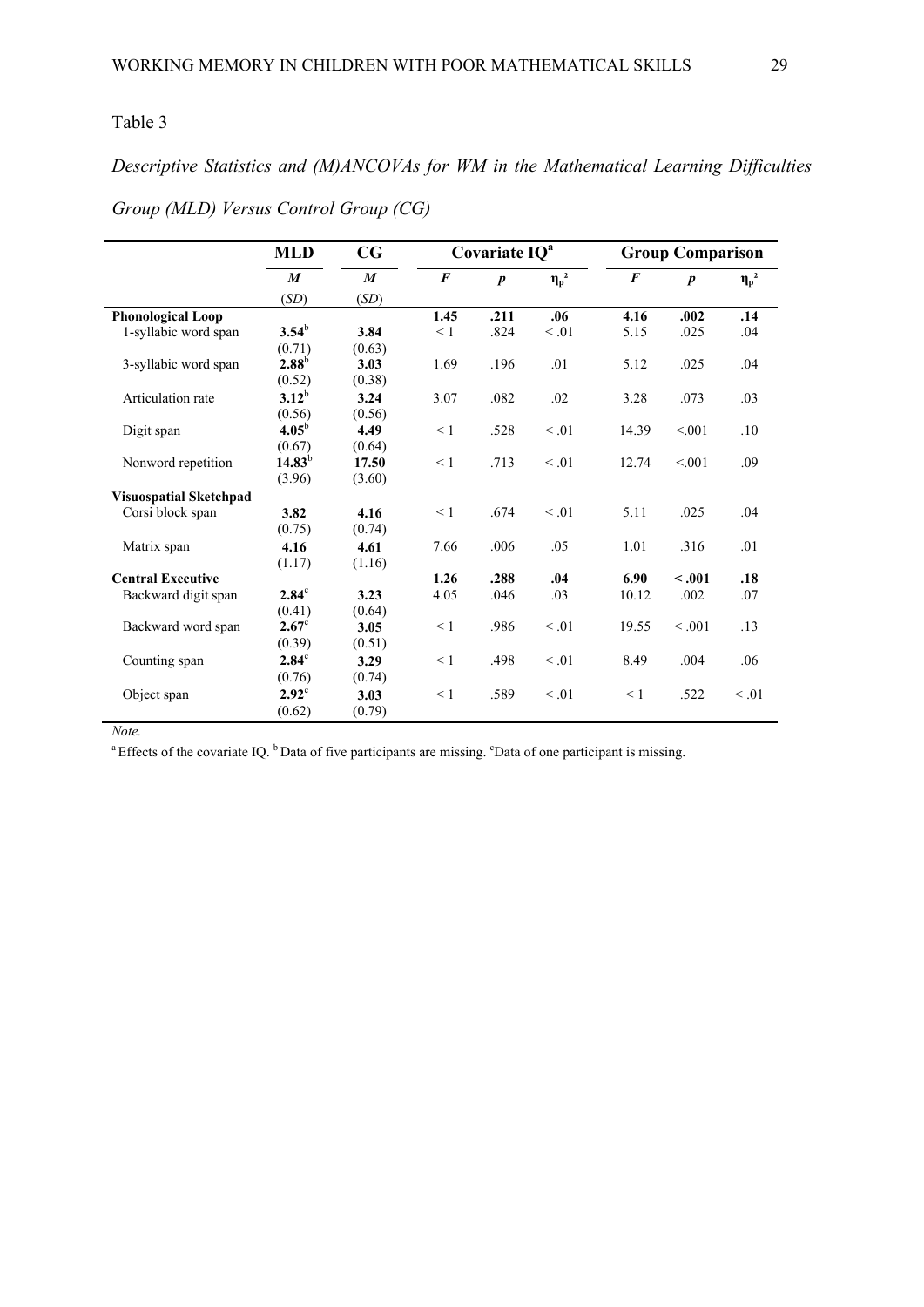Table 3

*Descriptive Statistics and (M)ANCOVAs for WM in the Mathematical Learning Difficulties Group (MLD) Versus Control Group (CG)*

| | MLD | CG | Covariate IQ[a] | | | Group Comparison | | |
|---|---|---|---|---|---|---|---|---|
| | *M* (*SD*) | *M* (*SD*) | *F* | *p* | $\eta_p^2$ | *F* | *p* | $\eta_p^2$ |
| **Phonological Loop** | | | **1.45** | **.211** | **.06** | **4.16** | **.002** | **.14** |
| 1-syllabic word span | **3.54**[b] (0.71) | **3.84** (0.63) | < 1 | .824 | < .01 | 5.15 | .025 | .04 |
| 3-syllabic word span | **2.88**[b] (0.52) | **3.03** (0.38) | 1.69 | .196 | .01 | 5.12 | .025 | .04 |
| Articulation rate | **3.12**[b] (0.56) | **3.24** (0.56) | 3.07 | .082 | .02 | 3.28 | .073 | .03 |
| Digit span | **4.05**[b] (0.67) | **4.49** (0.64) | < 1 | .528 | < .01 | 14.39 | <.001 | .10 |
| Nonword repetition | **14.83**[b] (3.96) | **17.50** (3.60) | < 1 | .713 | < .01 | 12.74 | <.001 | .09 |
| **Visuospatial Sketchpad** | | | | | | | | |
| Corsi block span | **3.82** (0.75) | **4.16** (0.74) | < 1 | .674 | < .01 | 5.11 | .025 | .04 |
| Matrix span | **4.16** (1.17) | **4.61** (1.16) | 7.66 | .006 | .05 | 1.01 | .316 | .01 |
| **Central Executive** | | | **1.26** | **.288** | **.04** | **6.90** | **< .001** | **.18** |
| Backward digit span | **2.84**[c] (0.41) | **3.23** (0.64) | 4.05 | .046 | .03 | 10.12 | .002 | .07 |
| Backward word span | **2.67**[c] (0.39) | **3.05** (0.51) | < 1 | .986 | < .01 | 19.55 | < .001 | .13 |
| Counting span | **2.84**[c] (0.76) | **3.29** (0.74) | < 1 | .498 | < .01 | 8.49 | .004 | .06 |
| Object span | **2.92**[c] (0.62) | **3.03** (0.79) | < 1 | .589 | < .01 | < 1 | .522 | < .01 |

*Note.*

[a] Effects of the covariate IQ. [b] Data of five participants are missing. [c] Data of one participant is missing.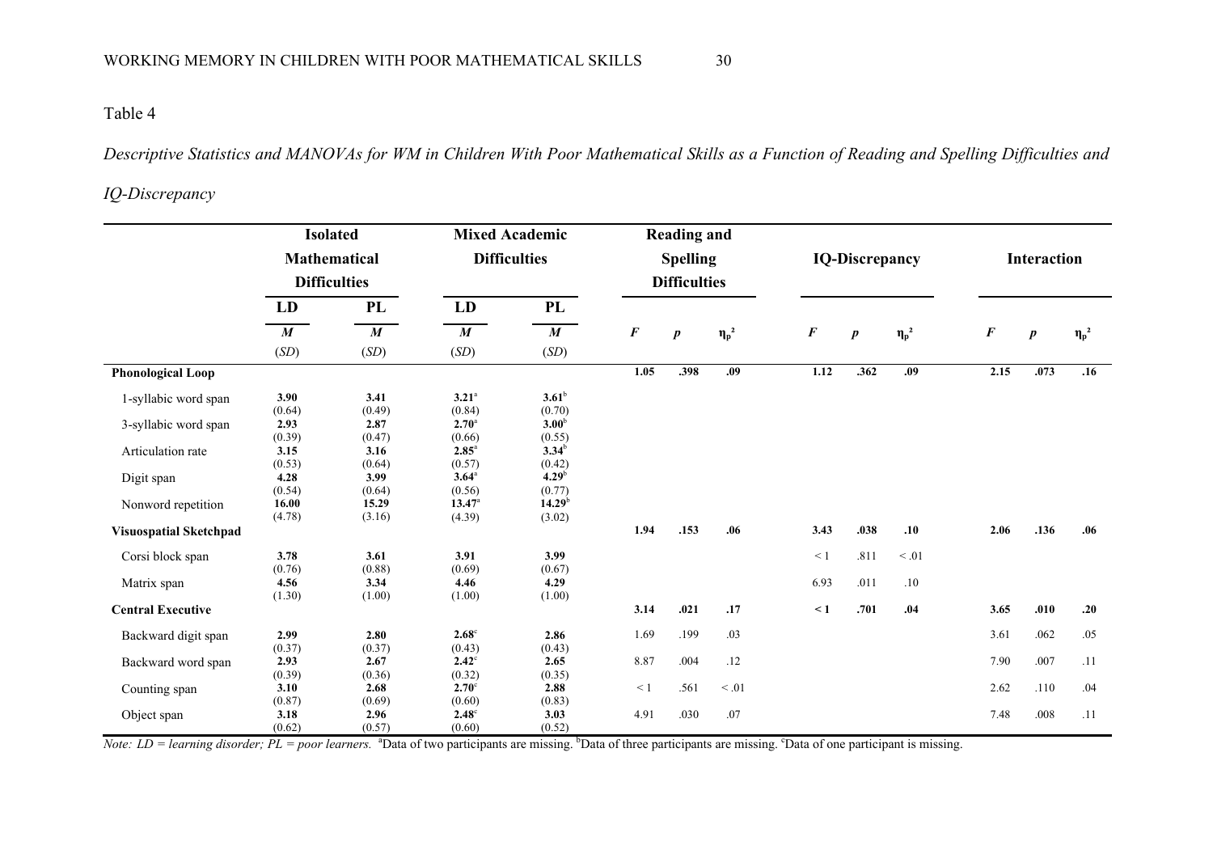Table 4

*Descriptive Statistics and MANOVAs for WM in Children With Poor Mathematical Skills as a Function of Reading and Spelling Difficulties and IQ-Discrepancy*

| | Isolated Mathematical Difficulties | | Mixed Academic Difficulties | | Reading and Spelling Difficulties | | | IQ-Discrepancy | | | Interaction | | |
|---|---|---|---|---|---|---|---|---|---|---|---|---|---|
| | LD | PL | LD | PL | | | | | | | | | |
| | *M* (*SD*) | *M* (*SD*) | *M* (*SD*) | *M* (*SD*) | *F* | *p* | $\eta_p^2$ | *F* | *p* | $\eta_p^2$ | *F* | *p* | $\eta_p^2$ |
| **Phonological Loop** | | | | | **1.05** | **.398** | **.09** | **1.12** | **.362** | **.09** | **2.15** | **.073** | **.16** |
| 1-syllabic word span | **3.90** (0.64) | **3.41** (0.49) | **3.21**[a] (0.84) | **3.61**[b] (0.70) | | | | | | | | | |
| 3-syllabic word span | **2.93** (0.39) | **2.87** (0.47) | **2.70**[a] (0.66) | **3.00**[b] (0.55) | | | | | | | | | |
| Articulation rate | **3.15** (0.53) | **3.16** (0.64) | **2.85**[a] (0.57) | **3.34**[b] (0.42) | | | | | | | | | |
| Digit span | **4.28** (0.54) | **3.99** (0.64) | **3.64**[a] (0.56) | **4.29**[b] (0.77) | | | | | | | | | |
| Nonword repetition | **16.00** (4.78) | **15.29** (3.16) | **13.47**[a] (4.39) | **14.29**[b] (3.02) | | | | | | | | | |
| **Visuospatial Sketchpad** | | | | | **1.94** | **.153** | **.06** | **3.43** | **.038** | **.10** | **2.06** | **.136** | **.06** |
| Corsi block span | **3.78** (0.76) | **3.61** (0.88) | **3.91** (0.69) | **3.99** (0.67) | | | | < 1 | .811 | < .01 | | | |
| Matrix span | **4.56** (1.30) | **3.34** (1.00) | **4.46** (1.00) | **4.29** (1.00) | | | | 6.93 | .011 | .10 | | | |
| **Central Executive** | | | | | **3.14** | **.021** | **.17** | **< 1** | **.701** | **.04** | **3.65** | **.010** | **.20** |
| Backward digit span | **2.99** (0.37) | **2.80** (0.37) | **2.68**[c] (0.43) | **2.86** (0.43) | 1.69 | .199 | .03 | | | | 3.61 | .062 | .05 |
| Backward word span | **2.93** (0.39) | **2.67** (0.36) | **2.42**[c] (0.32) | **2.65** (0.35) | 8.87 | .004 | .12 | | | | 7.90 | .007 | .11 |
| Counting span | **3.10** (0.87) | **2.68** (0.69) | **2.70**[c] (0.60) | **2.88** (0.83) | < 1 | .561 | < .01 | | | | 2.62 | .110 | .04 |
| Object span | **3.18** (0.62) | **2.96** (0.57) | **2.48**[c] (0.60) | **3.03** (0.52) | 4.91 | .030 | .07 | | | | 7.48 | .008 | .11 |

*Note: LD = learning disorder; PL = poor learners.* [a]Data of two participants are missing. [b]Data of three participants are missing. [c]Data of one participant is missing.